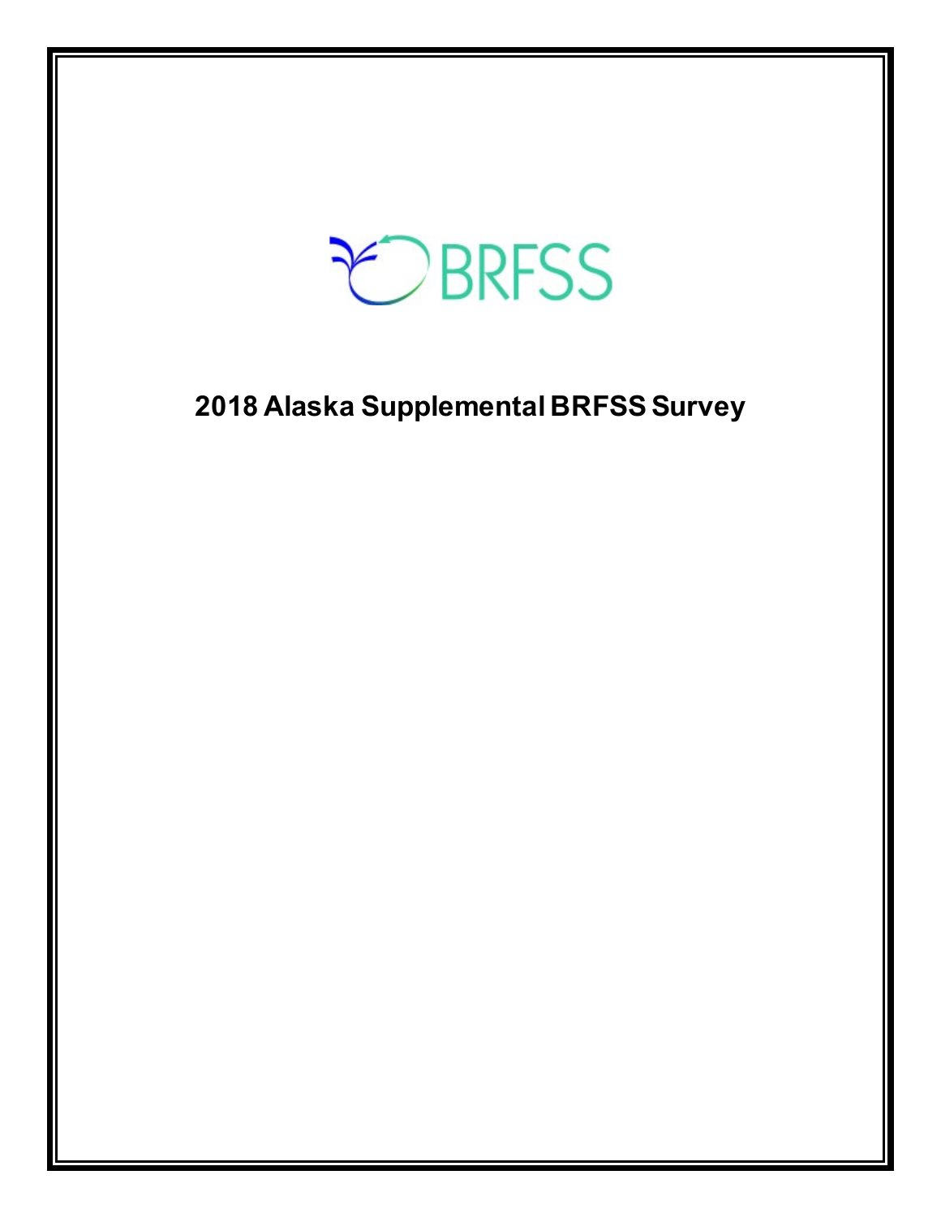BRFSS

# 2018 Alaska Supplemental BRFSS Survey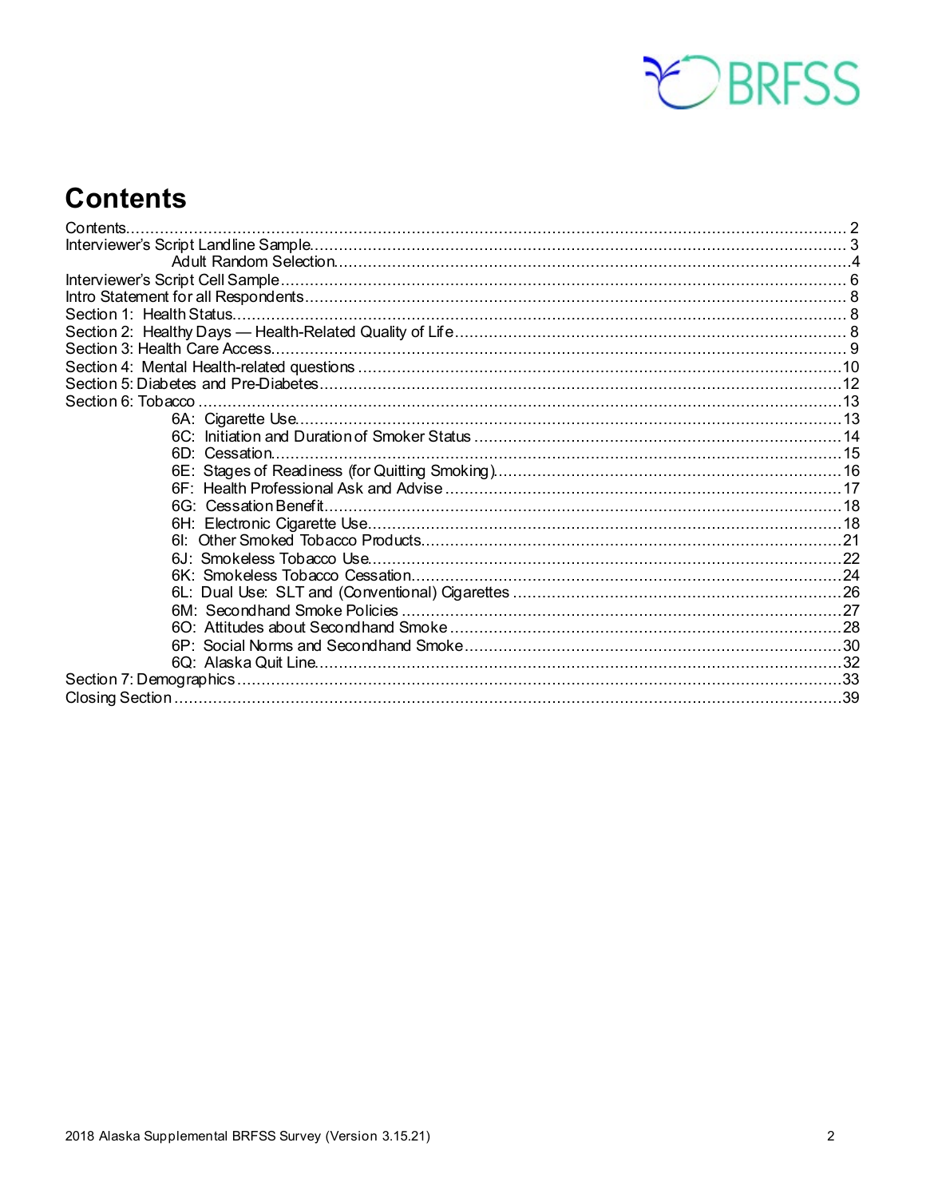# Contents

Contents ........ 2
Interviewer's Script Landline Sample ........ 3
    Adult Random Selection ........ 4
Interviewer's Script Cell Sample ........ 6
Intro Statement for all Respondents ........ 8
Section 1: Health Status ........ 8
Section 2: Healthy Days — Health-Related Quality of Life ........ 8
Section 3: Health Care Access ........ 9
Section 4: Mental Health-related questions ........ 10
Section 5: Diabetes and Pre-Diabetes ........ 12
Section 6: Tobacco ........ 13
    6A: Cigarette Use ........ 13
    6C: Initiation and Duration of Smoker Status ........ 14
    6D: Cessation ........ 15
    6E: Stages of Readiness (for Quitting Smoking) ........ 16
    6F: Health Professional Ask and Advise ........ 17
    6G: Cessation Benefit ........ 18
    6H: Electronic Cigarette Use ........ 18
    6I: Other Smoked Tobacco Products ........ 21
    6J: Smokeless Tobacco Use ........ 22
    6K: Smokeless Tobacco Cessation ........ 24
    6L: Dual Use: SLT and (Conventional) Cigarettes ........ 26
    6M: Secondhand Smoke Policies ........ 27
    6O: Attitudes about Secondhand Smoke ........ 28
    6P: Social Norms and Secondhand Smoke ........ 30
    6Q: Alaska Quit Line ........ 32
Section 7: Demographics ........ 33
Closing Section ........ 39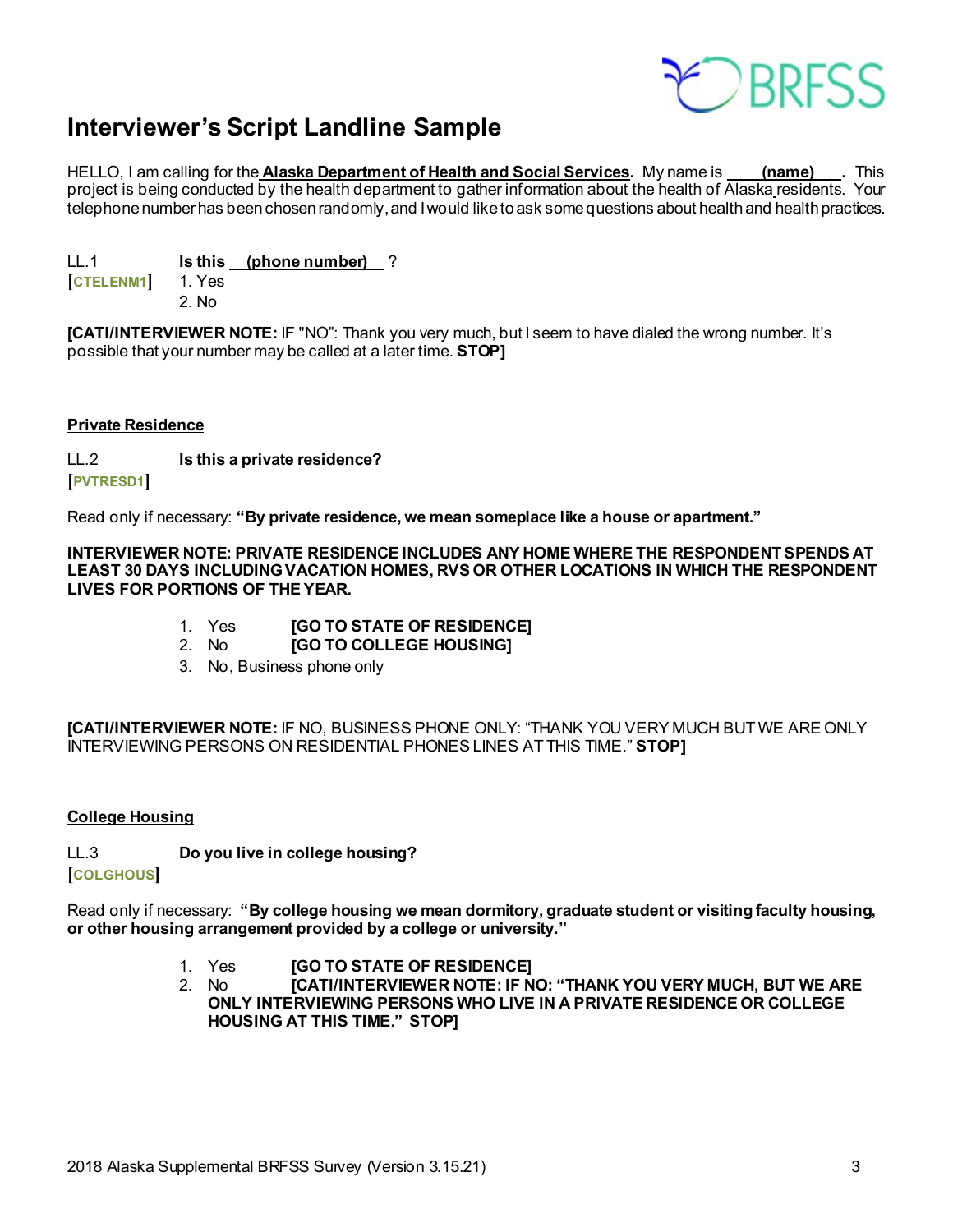# Interviewer's Script Landline Sample

HELLO, I am calling for the **Alaska Department of Health and Social Services.** My name is **(name)**. This project is being conducted by the health department to gather information about the health of Alaska residents. Your telephone number has been chosen randomly, and I would like to ask some questions about health and health practices.

LL.1 **Is this (phone number) ?**
[CTELENM1]
1. Yes
2. No

**[CATI/INTERVIEWER NOTE:** IF "NO": Thank you very much, but I seem to have dialed the wrong number. It's possible that your number may be called at a later time. **STOP]**

## Private Residence

LL.2 **Is this a private residence?**
[PVTRESD1]

Read only if necessary: **"By private residence, we mean someplace like a house or apartment."**

**INTERVIEWER NOTE: PRIVATE RESIDENCE INCLUDES ANY HOME WHERE THE RESPONDENT SPENDS AT LEAST 30 DAYS INCLUDING VACATION HOMES, RVS OR OTHER LOCATIONS IN WHICH THE RESPONDENT LIVES FOR PORTIONS OF THE YEAR.**

1. Yes **[GO TO STATE OF RESIDENCE]**
2. No **[GO TO COLLEGE HOUSING]**
3. No, Business phone only

**[CATI/INTERVIEWER NOTE:** IF NO, BUSINESS PHONE ONLY: "THANK YOU VERY MUCH BUT WE ARE ONLY INTERVIEWING PERSONS ON RESIDENTIAL PHONES LINES AT THIS TIME." **STOP]**

## College Housing

LL.3 **Do you live in college housing?**
[COLGHOUS]

Read only if necessary: **"By college housing we mean dormitory, graduate student or visiting faculty housing, or other housing arrangement provided by a college or university."**

1. Yes **[GO TO STATE OF RESIDENCE]**
2. No **[CATI/INTERVIEWER NOTE: IF NO: "THANK YOU VERY MUCH, BUT WE ARE ONLY INTERVIEWING PERSONS WHO LIVE IN A PRIVATE RESIDENCE OR COLLEGE HOUSING AT THIS TIME." STOP]**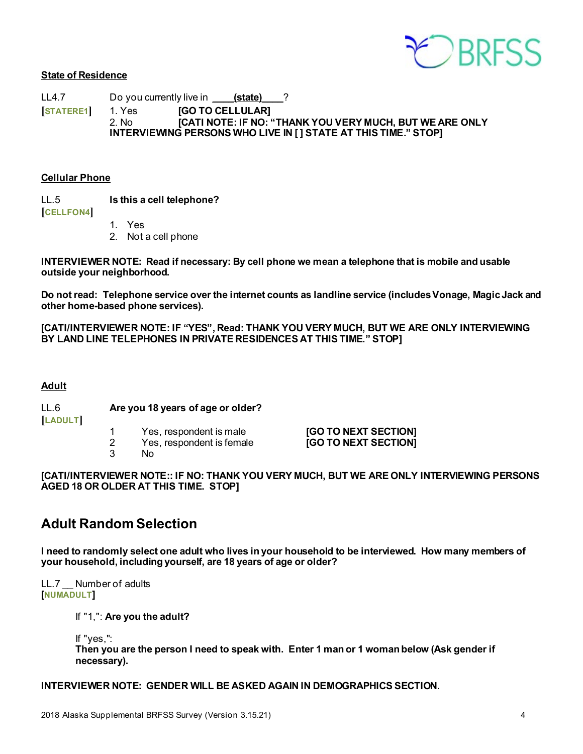**State of Residence**

LL4.7 Do you currently live in ____(state)____?

[STATERE1]

1. Yes **[GO TO CELLULAR]**
2. No **[CATI NOTE: IF NO: "THANK YOU VERY MUCH, BUT WE ARE ONLY INTERVIEWING PERSONS WHO LIVE IN [ ] STATE AT THIS TIME." STOP]**

**Cellular Phone**

LL.5 **Is this a cell telephone?**

[CELLFON4]

1. Yes
2. Not a cell phone

**INTERVIEWER NOTE: Read if necessary: By cell phone we mean a telephone that is mobile and usable outside your neighborhood.**

**Do not read: Telephone service over the internet counts as landline service (includes Vonage, Magic Jack and other home-based phone services).**

**[CATI/INTERVIEWER NOTE: IF "YES", Read: THANK YOU VERY MUCH, BUT WE ARE ONLY INTERVIEWING BY LAND LINE TELEPHONES IN PRIVATE RESIDENCES AT THIS TIME." STOP]**

**Adult**

LL.6 **Are you 18 years of age or older?**

[LADULT]

1 Yes, respondent is male **[GO TO NEXT SECTION]**
2 Yes, respondent is female **[GO TO NEXT SECTION]**
3 No

**[CATI/INTERVIEWER NOTE:: IF NO: THANK YOU VERY MUCH, BUT WE ARE ONLY INTERVIEWING PERSONS AGED 18 OR OLDER AT THIS TIME. STOP]**

## Adult Random Selection

**I need to randomly select one adult who lives in your household to be interviewed. How many members of your household, including yourself, are 18 years of age or older?**

LL.7 __ Number of adults

[NUMADULT]

If "1,": **Are you the adult?**

If "yes,":
**Then you are the person I need to speak with. Enter 1 man or 1 woman below (Ask gender if necessary).**

**INTERVIEWER NOTE: GENDER WILL BE ASKED AGAIN IN DEMOGRAPHICS SECTION.**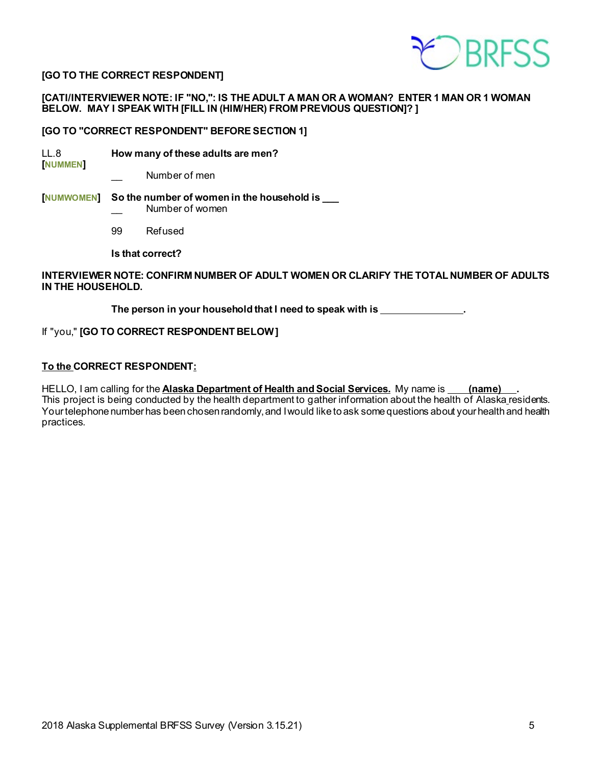**[GO TO THE CORRECT RESPONDENT]**

**[CATI/INTERVIEWER NOTE: IF "NO,": IS THE ADULT A MAN OR A WOMAN? ENTER 1 MAN OR 1 WOMAN BELOW. MAY I SPEAK WITH [FILL IN (HIM/HER) FROM PREVIOUS QUESTION]? ]**

**[GO TO "CORRECT RESPONDENT" BEFORE SECTION 1]**

LL.8 **[NUMMEN]** **How many of these adults are men?**

__ Number of men

**[NUMWOMEN]** **So the number of women in the household is ___**

__ Number of women

99 Refused

**Is that correct?**

**INTERVIEWER NOTE: CONFIRM NUMBER OF ADULT WOMEN OR CLARIFY THE TOTAL NUMBER OF ADULTS IN THE HOUSEHOLD.**

**The person in your household that I need to speak with is _______________.**

If "you," **[GO TO CORRECT RESPONDENT BELOW]**

**<u>To the</u> CORRECT RESPONDENT<u>:</u>**

HELLO, I am calling for the **<u>Alaska Department of Health and Social Services.</u>** My name is **<u>(name)</u>**. This project is being conducted by the health department to gather information about the health of Alaska residents. Your telephone number has been chosen randomly, and I would like to ask some questions about your health and health practices.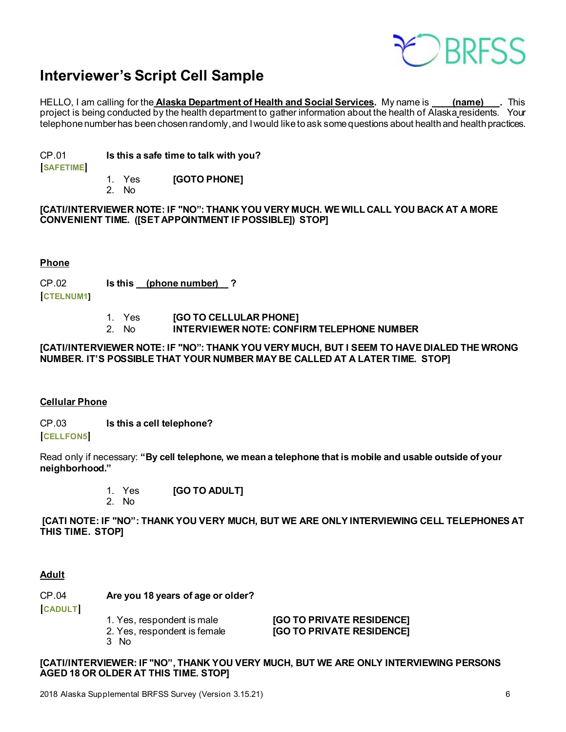# Interviewer's Script Cell Sample

HELLO, I am calling for the **Alaska Department of Health and Social Services.** My name is ____(name)____. This project is being conducted by the health department to gather information about the health of Alaska residents. Your telephone number has been chosen randomly, and I would like to ask some questions about health and health practices.

CP.01 **Is this a safe time to talk with you?**
[SAFETIME]

1. Yes **[GOTO PHONE]**
2. No

**[CATI/INTERVIEWER NOTE: IF "NO": THANK YOU VERY MUCH. WE WILL CALL YOU BACK AT A MORE CONVENIENT TIME. ([SET APPOINTMENT IF POSSIBLE]) STOP]**

## Phone

CP.02 **Is this __(phone number)__ ?**
[CTELNUM1]

1. Yes **[GO TO CELLULAR PHONE]**
2. No **INTERVIEWER NOTE: CONFIRM TELEPHONE NUMBER**

**[CATI/INTERVIEWER NOTE: IF "NO": THANK YOU VERY MUCH, BUT I SEEM TO HAVE DIALED THE WRONG NUMBER. IT'S POSSIBLE THAT YOUR NUMBER MAY BE CALLED AT A LATER TIME. STOP]**

## Cellular Phone

CP.03 **Is this a cell telephone?**
[CELLFON5]

Read only if necessary: **"By cell telephone, we mean a telephone that is mobile and usable outside of your neighborhood."**

1. Yes **[GO TO ADULT]**
2. No

**[CATI NOTE: IF "NO": THANK YOU VERY MUCH, BUT WE ARE ONLY INTERVIEWING CELL TELEPHONES AT THIS TIME. STOP]**

## Adult

CP.04 **Are you 18 years of age or older?**
[CADULT]

1. Yes, respondent is male **[GO TO PRIVATE RESIDENCE]**
2. Yes, respondent is female **[GO TO PRIVATE RESIDENCE]**
3. No

**[CATI/INTERVIEWER: IF "NO", THANK YOU VERY MUCH, BUT WE ARE ONLY INTERVIEWING PERSONS AGED 18 OR OLDER AT THIS TIME. STOP]**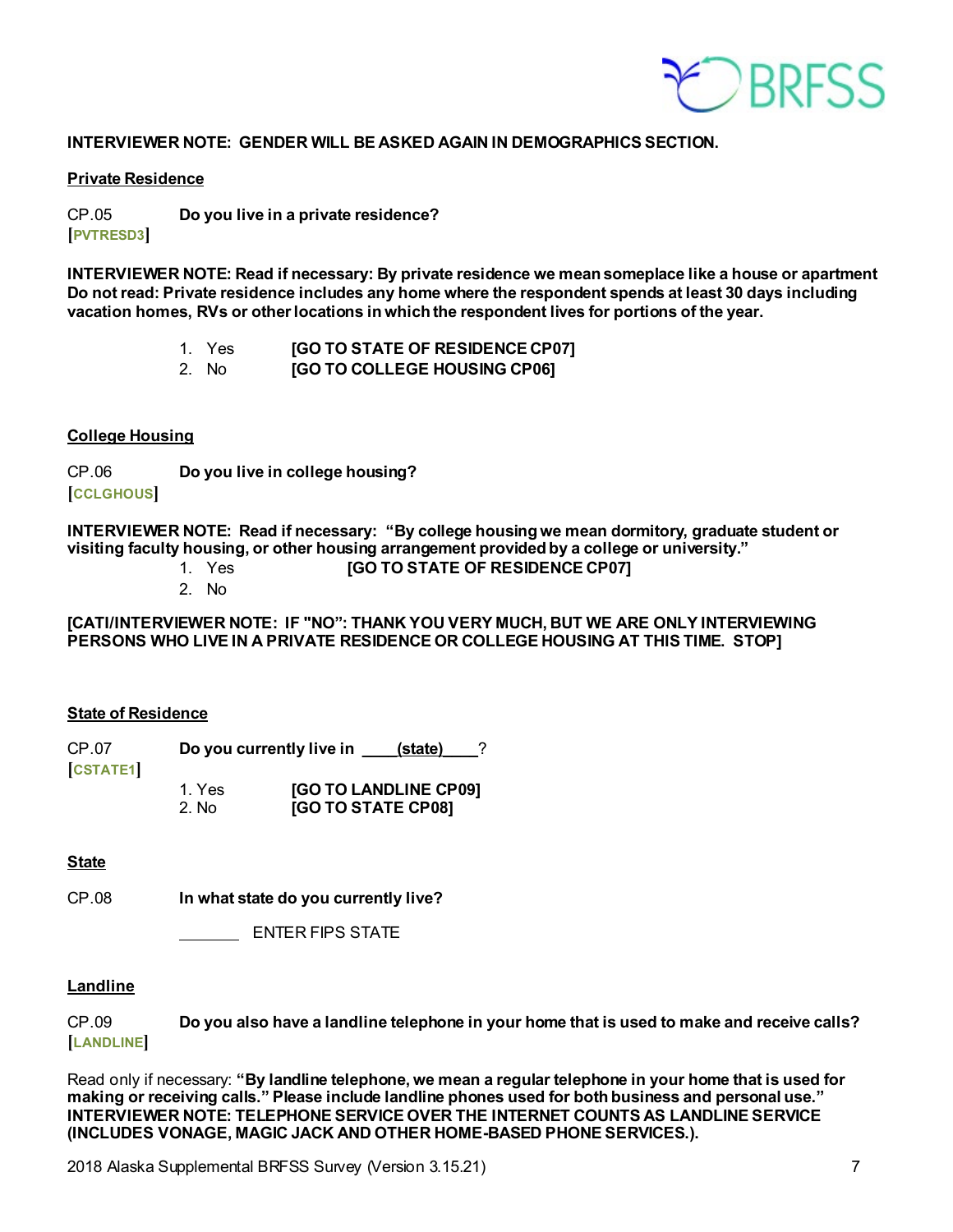**INTERVIEWER NOTE: GENDER WILL BE ASKED AGAIN IN DEMOGRAPHICS SECTION.**

**Private Residence**

CP.05 **Do you live in a private residence?**
[PVTRESD3]

**INTERVIEWER NOTE: Read if necessary: By private residence we mean someplace like a house or apartment Do not read: Private residence includes any home where the respondent spends at least 30 days including vacation homes, RVs or other locations in which the respondent lives for portions of the year.**

1. Yes **[GO TO STATE OF RESIDENCE CP07]**
2. No **[GO TO COLLEGE HOUSING CP06]**

**College Housing**

CP.06 **Do you live in college housing?**
[CCLGHOUS]

**INTERVIEWER NOTE: Read if necessary: "By college housing we mean dormitory, graduate student or visiting faculty housing, or other housing arrangement provided by a college or university."**

1. Yes **[GO TO STATE OF RESIDENCE CP07]**
2. No

**[CATI/INTERVIEWER NOTE: IF "NO": THANK YOU VERY MUCH, BUT WE ARE ONLY INTERVIEWING PERSONS WHO LIVE IN A PRIVATE RESIDENCE OR COLLEGE HOUSING AT THIS TIME. STOP]**

**State of Residence**

CP.07 **Do you currently live in ____(state)____?**
[CSTATE1]

1. Yes **[GO TO LANDLINE CP09]**
2. No **[GO TO STATE CP08]**

**State**

CP.08 **In what state do you currently live?**

_______ ENTER FIPS STATE

**Landline**

CP.09 **Do you also have a landline telephone in your home that is used to make and receive calls?**
[LANDLINE]

Read only if necessary: **"By landline telephone, we mean a regular telephone in your home that is used for making or receiving calls." Please include landline phones used for both business and personal use."**
**INTERVIEWER NOTE: TELEPHONE SERVICE OVER THE INTERNET COUNTS AS LANDLINE SERVICE (INCLUDES VONAGE, MAGIC JACK AND OTHER HOME-BASED PHONE SERVICES.).**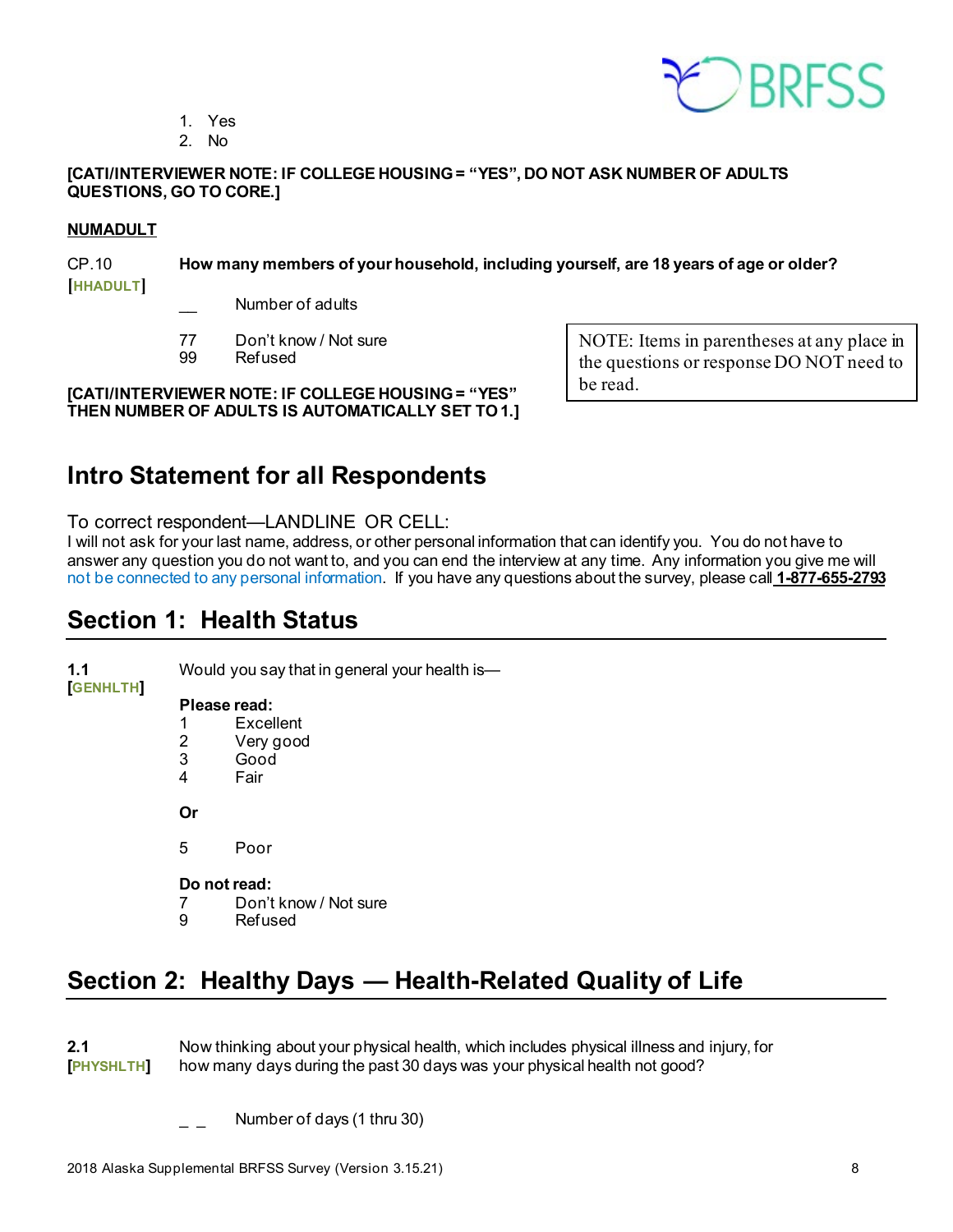1. Yes
2. No

**[CATI/INTERVIEWER NOTE: IF COLLEGE HOUSING = "YES", DO NOT ASK NUMBER OF ADULTS QUESTIONS, GO TO CORE.]**

**NUMADULT**

CP.10 [HHADULT] **How many members of your household, including yourself, are 18 years of age or older?**

__ Number of adults

77 Don't know / Not sure
99 Refused

**[CATI/INTERVIEWER NOTE: IF COLLEGE HOUSING = "YES" THEN NUMBER OF ADULTS IS AUTOMATICALLY SET TO 1.]**

NOTE: Items in parentheses at any place in the questions or response DO NOT need to be read.

## Intro Statement for all Respondents

To correct respondent—LANDLINE OR CELL:
I will not ask for your last name, address, or other personal information that can identify you. You do not have to answer any question you do not want to, and you can end the interview at any time. Any information you give me will not be connected to any personal information. If you have any questions about the survey, please call **1-877-655-2793**

## Section 1: Health Status

**1.1** [GENHLTH] Would you say that in general your health is—

**Please read:**
1 Excellent
2 Very good
3 Good
4 Fair

**Or**

5 Poor

**Do not read:**
7 Don't know / Not sure
9 Refused

## Section 2: Healthy Days — Health-Related Quality of Life

**2.1** [PHYSHLTH] Now thinking about your physical health, which includes physical illness and injury, for how many days during the past 30 days was your physical health not good?

_ _ Number of days (1 thru 30)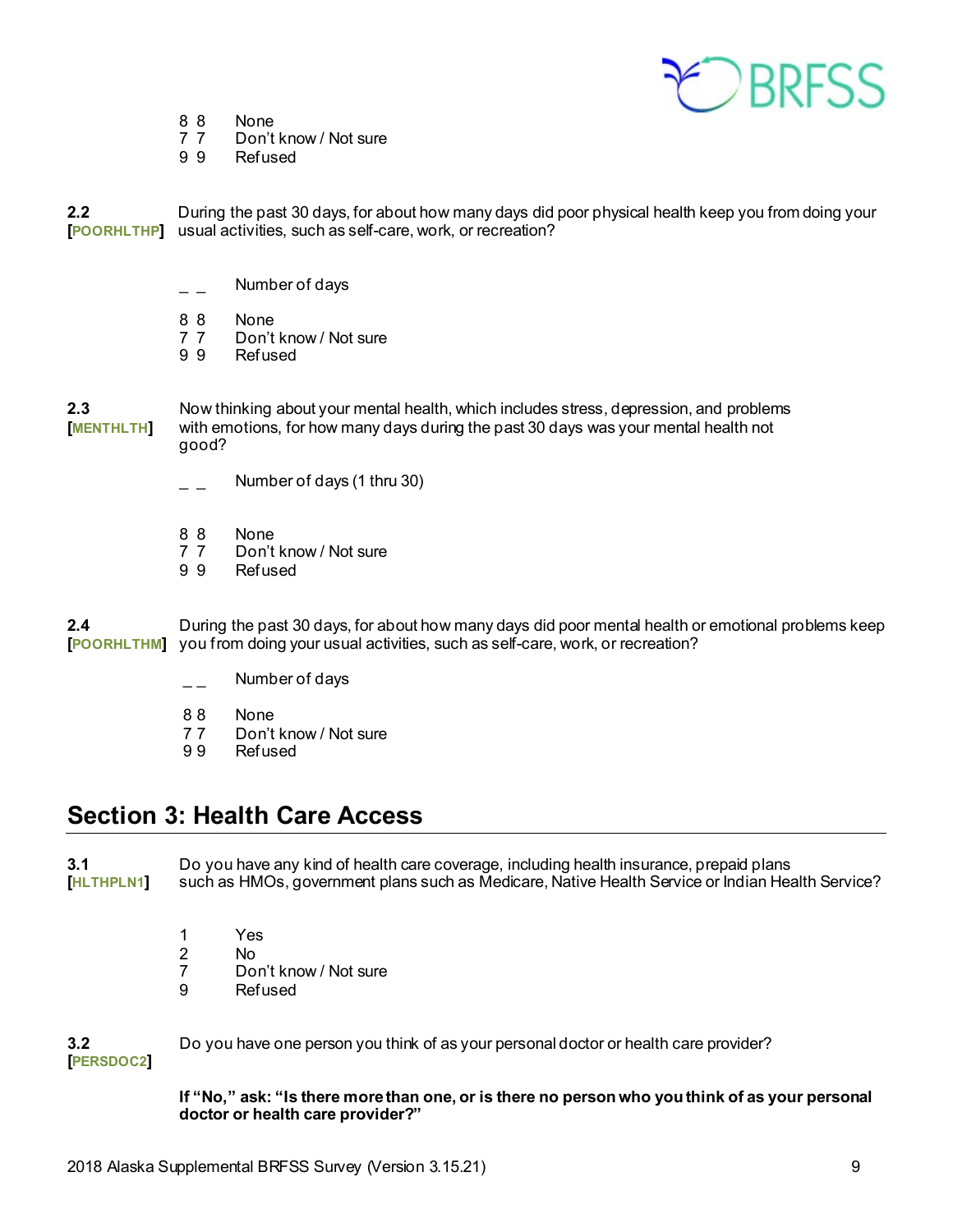8 8 None
7 7 Don't know / Not sure
9 9 Refused

**2.2** **[POORHLTHP]** During the past 30 days, for about how many days did poor physical health keep you from doing your usual activities, such as self-care, work, or recreation?

_ _ Number of days

8 8 None
7 7 Don't know / Not sure
9 9 Refused

**2.3** **[MENTHLTH]** Now thinking about your mental health, which includes stress, depression, and problems with emotions, for how many days during the past 30 days was your mental health not good?

_ _ Number of days (1 thru 30)

8 8 None
7 7 Don't know / Not sure
9 9 Refused

**2.4** **[POORHLTHM]** During the past 30 days, for about how many days did poor mental health or emotional problems keep you from doing your usual activities, such as self-care, work, or recreation?

_ _ Number of days

8 8 None
7 7 Don't know / Not sure
9 9 Refused

## Section 3: Health Care Access

**3.1** **[HLTHPLN1]** Do you have any kind of health care coverage, including health insurance, prepaid plans such as HMOs, government plans such as Medicare, Native Health Service or Indian Health Service?

1 Yes
2 No
7 Don't know / Not sure
9 Refused

**3.2** **[PERSDOC2]** Do you have one person you think of as your personal doctor or health care provider?

**If "No," ask: "Is there more than one, or is there no person who you think of as your personal doctor or health care provider?"**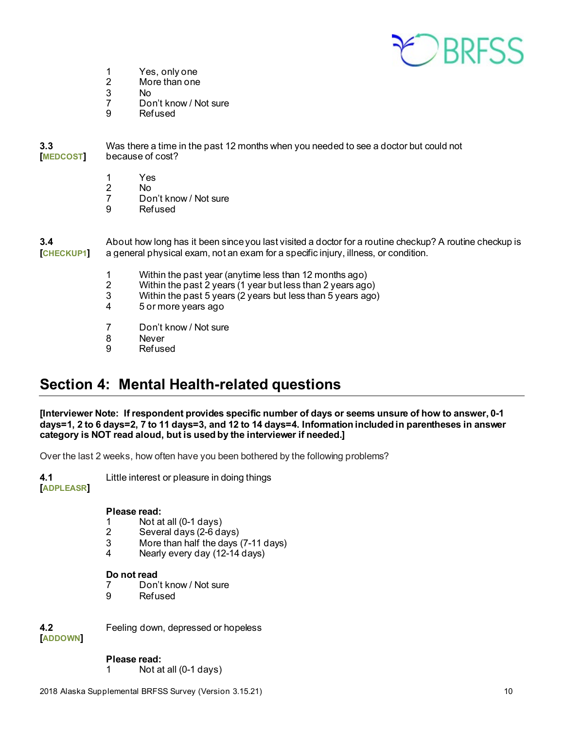1 Yes, only one
2 More than one
3 No
7 Don't know / Not sure
9 Refused

**3.3**
**[MEDCOST]**

Was there a time in the past 12 months when you needed to see a doctor but could not because of cost?

1 Yes
2 No
7 Don't know / Not sure
9 Refused

**3.4**
**[CHECKUP1]**

About how long has it been since you last visited a doctor for a routine checkup? A routine checkup is a general physical exam, not an exam for a specific injury, illness, or condition.

1 Within the past year (anytime less than 12 months ago)
2 Within the past 2 years (1 year but less than 2 years ago)
3 Within the past 5 years (2 years but less than 5 years ago)
4 5 or more years ago

7 Don't know / Not sure
8 Never
9 Refused

## Section 4: Mental Health-related questions

**[Interviewer Note: If respondent provides specific number of days or seems unsure of how to answer, 0-1 days=1, 2 to 6 days=2, 7 to 11 days=3, and 12 to 14 days=4. Information included in parentheses in answer category is NOT read aloud, but is used by the interviewer if needed.]**

Over the last 2 weeks, how often have you been bothered by the following problems?

**4.1**
**[ADPLEASR]**

Little interest or pleasure in doing things

**Please read:**
1 Not at all (0-1 days)
2 Several days (2-6 days)
3 More than half the days (7-11 days)
4 Nearly every day (12-14 days)

**Do not read**
7 Don't know / Not sure
9 Refused

**4.2**
**[ADDOWN]**

Feeling down, depressed or hopeless

**Please read:**
1 Not at all (0-1 days)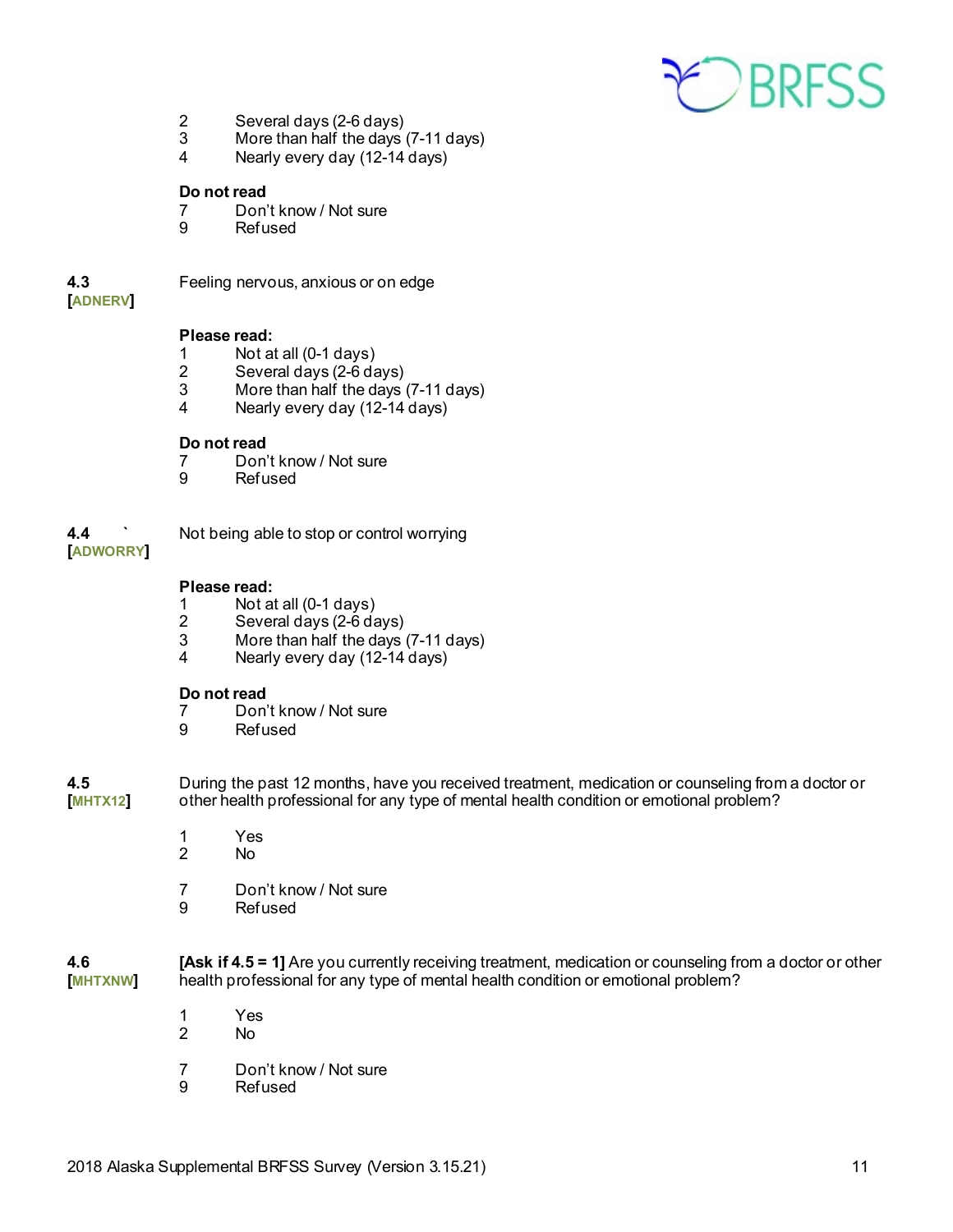2 Several days (2-6 days)
3 More than half the days (7-11 days)
4 Nearly every day (12-14 days)

**Do not read**
7 Don't know / Not sure
9 Refused

**4.3**
**[ADNERV]**

Feeling nervous, anxious or on edge

**Please read:**
1 Not at all (0-1 days)
2 Several days (2-6 days)
3 More than half the days (7-11 days)
4 Nearly every day (12-14 days)

**Do not read**
7 Don't know / Not sure
9 Refused

**4.4** `
**[ADWORRY]**

Not being able to stop or control worrying

**Please read:**
1 Not at all (0-1 days)
2 Several days (2-6 days)
3 More than half the days (7-11 days)
4 Nearly every day (12-14 days)

**Do not read**
7 Don't know / Not sure
9 Refused

**4.5**
**[MHTX12]**

During the past 12 months, have you received treatment, medication or counseling from a doctor or other health professional for any type of mental health condition or emotional problem?

1 Yes
2 No

7 Don't know / Not sure
9 Refused

**4.6**
**[MHTXNW]**

**[Ask if 4.5 = 1]** Are you currently receiving treatment, medication or counseling from a doctor or other health professional for any type of mental health condition or emotional problem?

1 Yes
2 No

7 Don't know / Not sure
9 Refused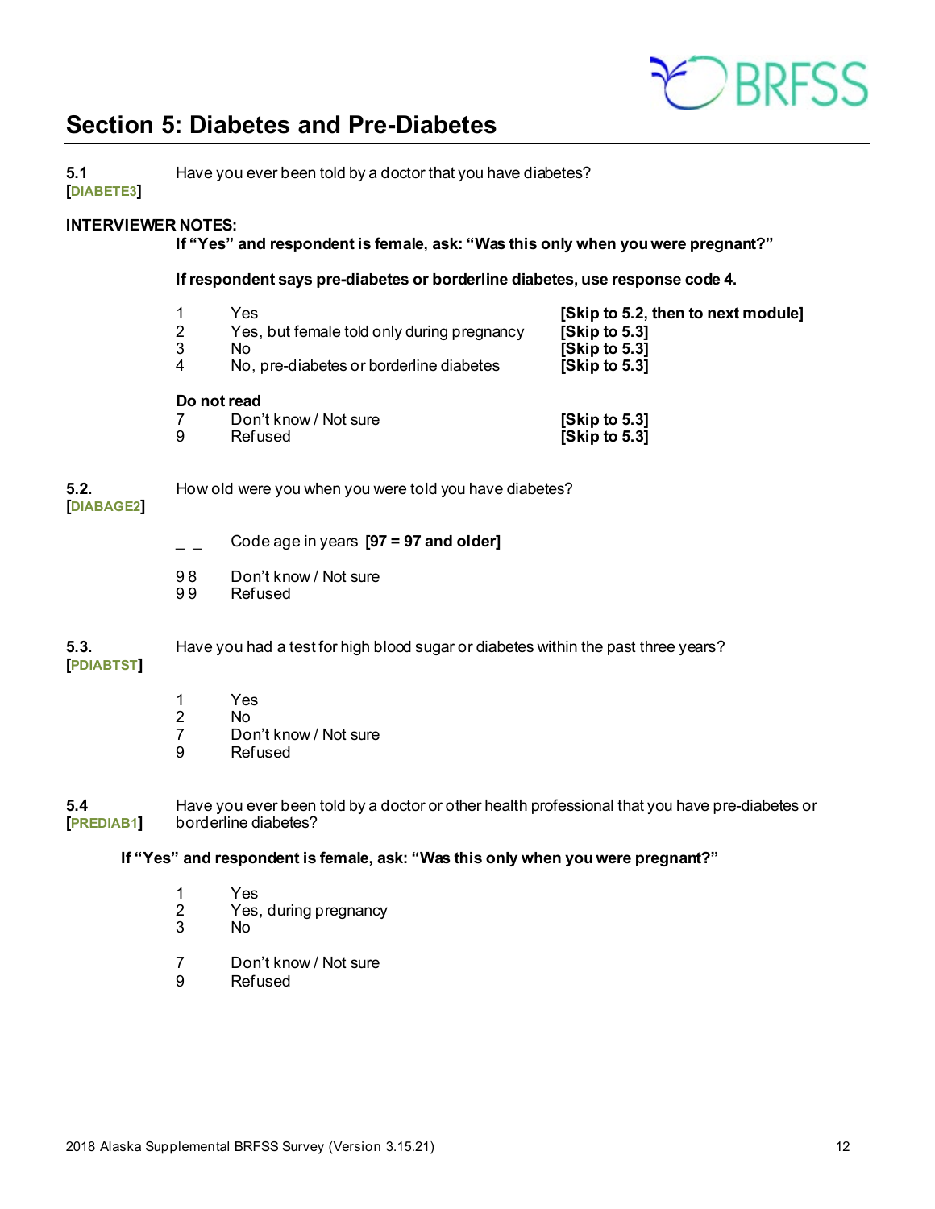## Section 5: Diabetes and Pre-Diabetes

**5.1** Have you ever been told by a doctor that you have diabetes?
**[DIABETE3]**

**INTERVIEWER NOTES:**
**If "Yes" and respondent is female, ask: "Was this only when you were pregnant?"**

**If respondent says pre-diabetes or borderline diabetes, use response code 4.**

| | | |
|---|---|---|
| 1 | Yes | **[Skip to 5.2, then to next module]** |
| 2 | Yes, but female told only during pregnancy | **[Skip to 5.3]** |
| 3 | No | **[Skip to 5.3]** |
| 4 | No, pre-diabetes or borderline diabetes | **[Skip to 5.3]** |

**Do not read**

| | | |
|---|---|---|
| 7 | Don't know / Not sure | **[Skip to 5.3]** |
| 9 | Refused | **[Skip to 5.3]** |

**5.2.** How old were you when you were told you have diabetes?
**[DIABAGE2]**

_ _ Code age in years **[97 = 97 and older]**

98 Don't know / Not sure
99 Refused

**5.3.** Have you had a test for high blood sugar or diabetes within the past three years?
**[PDIABTST]**

1 Yes
2 No
7 Don't know / Not sure
9 Refused

**5.4** Have you ever been told by a doctor or other health professional that you have pre-diabetes or borderline diabetes?
**[PREDIAB1]**

**If "Yes" and respondent is female, ask: "Was this only when you were pregnant?"**

1 Yes
2 Yes, during pregnancy
3 No

7 Don't know / Not sure
9 Refused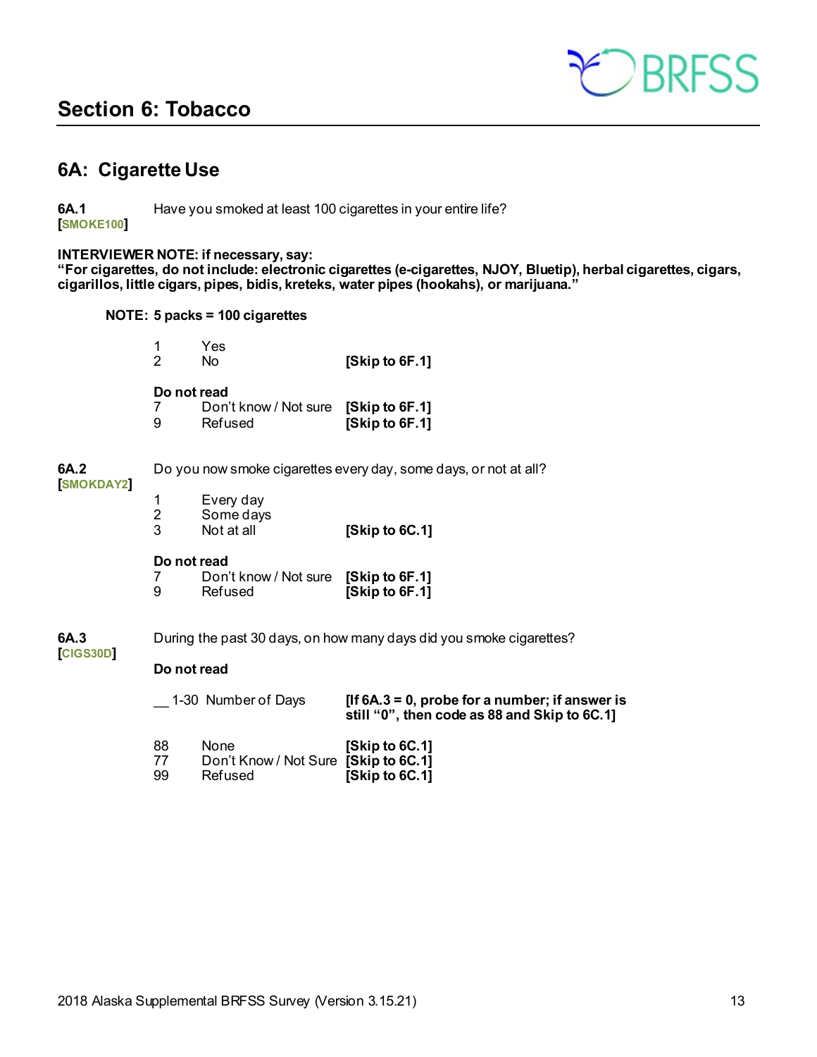# Section 6: Tobacco

## 6A: Cigarette Use

**6A.1** Have you smoked at least 100 cigarettes in your entire life?
**[SMOKE100]**

**INTERVIEWER NOTE: if necessary, say:**
**"For cigarettes, do not include: electronic cigarettes (e-cigarettes, NJOY, Bluetip), herbal cigarettes, cigars, cigarillos, little cigars, pipes, bidis, kreteks, water pipes (hookahs), or marijuana."**

**NOTE: 5 packs = 100 cigarettes**

| | | |
|---|---|---|
| 1 | Yes | |
| 2 | No | **[Skip to 6F.1]** |

**Do not read**

| | | |
|---|---|---|
| 7 | Don't know / Not sure | **[Skip to 6F.1]** |
| 9 | Refused | **[Skip to 6F.1]** |

**6A.2** Do you now smoke cigarettes every day, some days, or not at all?
**[SMOKDAY2]**

| | | |
|---|---|---|
| 1 | Every day | |
| 2 | Some days | |
| 3 | Not at all | **[Skip to 6C.1]** |

**Do not read**

| | | |
|---|---|---|
| 7 | Don't know / Not sure | **[Skip to 6F.1]** |
| 9 | Refused | **[Skip to 6F.1]** |

**6A.3** During the past 30 days, on how many days did you smoke cigarettes?
**[CIGS30D]**

**Do not read**

| | | |
|---|---|---|
| __ 1-30 | Number of Days | **[If 6A.3 = 0, probe for a number; if answer is still "0", then code as 88 and Skip to 6C.1]** |
| 88 | None | **[Skip to 6C.1]** |
| 77 | Don't Know / Not Sure | **[Skip to 6C.1]** |
| 99 | Refused | **[Skip to 6C.1]** |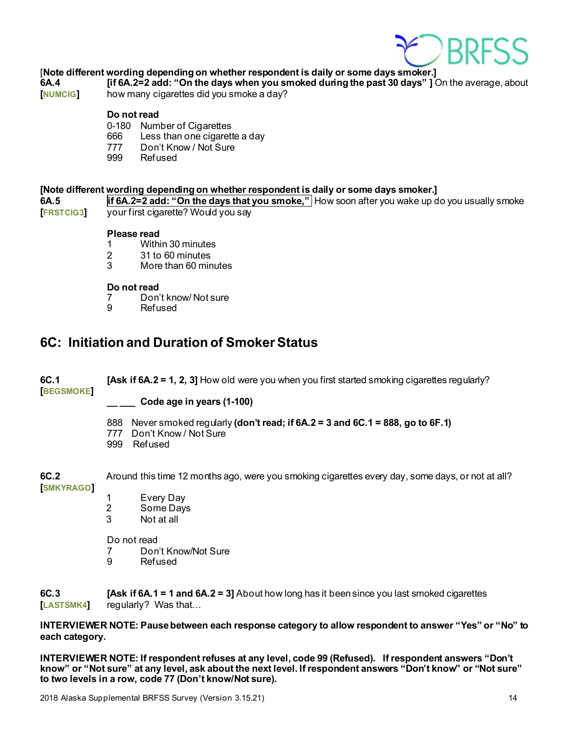**[Note different wording depending on whether respondent is daily or some days smoker.]**

**6A.4** **[if 6A.2=2 add: "On the days when you smoked during the past 30 days" ]** On the average, about how many cigarettes did you smoke a day?
**[NUMCIG]**

**Do not read**
0-180 Number of Cigarettes
666 Less than one cigarette a day
777 Don't Know / Not Sure
999 Refused

**[Note different wording depending on whether respondent is daily or some days smoker.]**

**6A.5** **if 6A.2=2 add: "On the days that you smoke,"** How soon after you wake up do you usually smoke your first cigarette? Would you say
**[FRSTCIG3]**

**Please read**
1 Within 30 minutes
2 31 to 60 minutes
3 More than 60 minutes

**Do not read**
7 Don't know/ Not sure
9 Refused

## 6C: Initiation and Duration of Smoker Status

**6C.1** **[Ask if 6A.2 = 1, 2, 3]** How old were you when you first started smoking cigarettes regularly?
**[BEGSMOKE]**

__ ___ **Code age in years (1-100)**

888 Never smoked regularly **(don't read; if 6A.2 = 3 and 6C.1 = 888, go to 6F.1)**
777 Don't Know / Not Sure
999 Refused

**6C.2** Around this time 12 months ago, were you smoking cigarettes every day, some days, or not at all?
**[SMKYRAGO]**

1 Every Day
2 Some Days
3 Not at all

Do not read
7 Don't Know/Not Sure
9 Refused

**6C.3** **[Ask if 6A.1 = 1 and 6A.2 = 3]** About how long has it been since you last smoked cigarettes regularly? Was that…
**[LASTSMK4]**

**INTERVIEWER NOTE: Pause between each response category to allow respondent to answer "Yes" or "No" to each category.**

**INTERVIEWER NOTE: If respondent refuses at any level, code 99 (Refused). If respondent answers "Don't know" or "Not sure" at any level, ask about the next level. If respondent answers "Don't know" or "Not sure" to two levels in a row, code 77 (Don't know/Not sure).**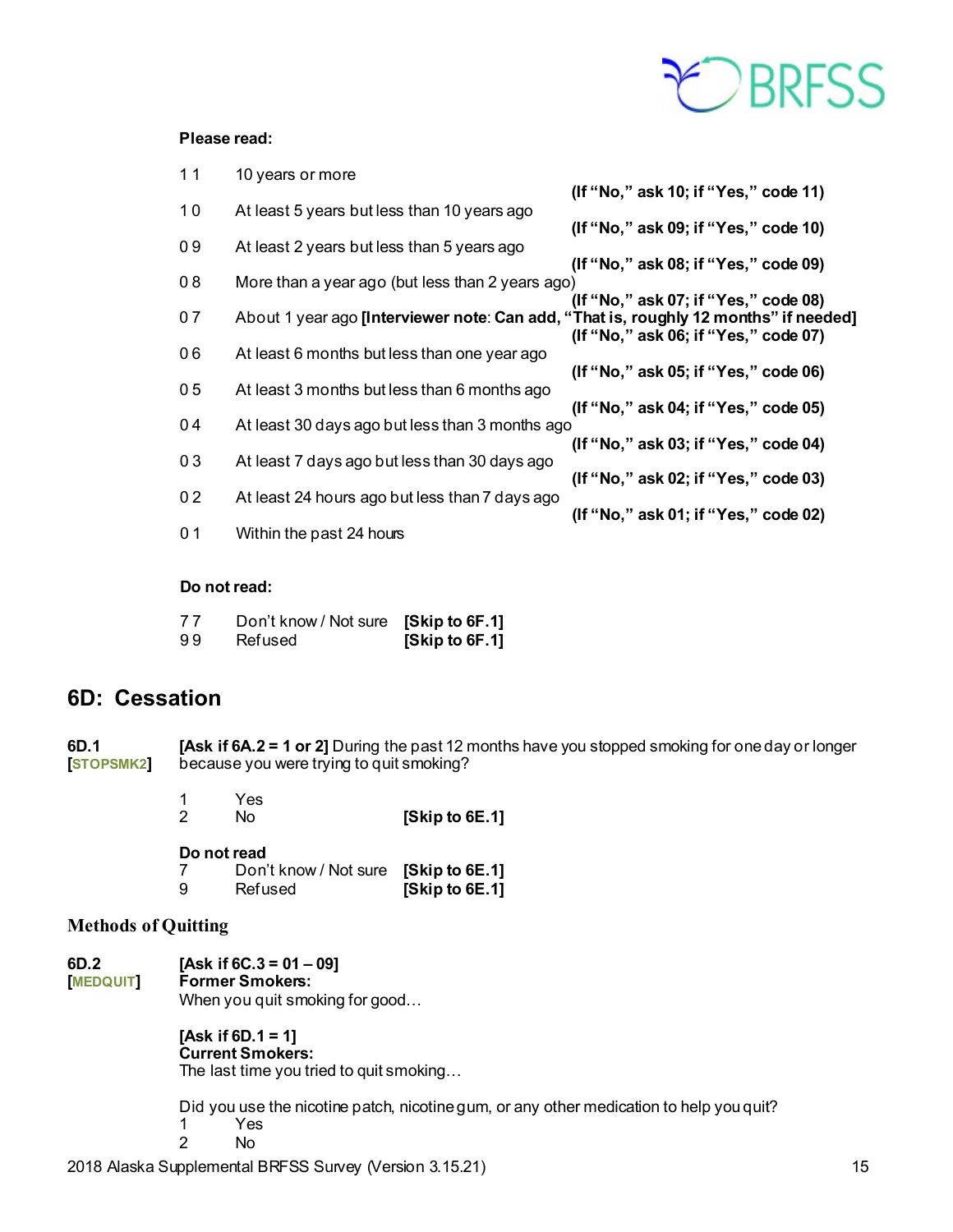**Please read:**

11 10 years or more
**(If "No," ask 10; if "Yes," code 11)**

10 At least 5 years but less than 10 years ago
**(If "No," ask 09; if "Yes," code 10)**

09 At least 2 years but less than 5 years ago
**(If "No," ask 08; if "Yes," code 09)**

08 More than a year ago (but less than 2 years ago)
**(If "No," ask 07; if "Yes," code 08)**

07 About 1 year ago **[Interviewer note: Can add, "That is, roughly 12 months" if needed]**
**(If "No," ask 06; if "Yes," code 07)**

06 At least 6 months but less than one year ago
**(If "No," ask 05; if "Yes," code 06)**

05 At least 3 months but less than 6 months ago
**(If "No," ask 04; if "Yes," code 05)**

04 At least 30 days ago but less than 3 months ago
**(If "No," ask 03; if "Yes," code 04)**

03 At least 7 days ago but less than 30 days ago
**(If "No," ask 02; if "Yes," code 03)**

02 At least 24 hours ago but less than 7 days ago
**(If "No," ask 01; if "Yes," code 02)**

01 Within the past 24 hours

**Do not read:**

77 Don't know / Not sure **[Skip to 6F.1]**
99 Refused **[Skip to 6F.1]**

## 6D: Cessation

**6D.1**
**[STOPSMK2]**

**[Ask if 6A.2 = 1 or 2]** During the past 12 months have you stopped smoking for one day or longer because you were trying to quit smoking?

1 Yes
2 No **[Skip to 6E.1]**

**Do not read**
7 Don't know / Not sure **[Skip to 6E.1]**
9 Refused **[Skip to 6E.1]**

### Methods of Quitting

**6D.2**
**[MEDQUIT]**

**[Ask if 6C.3 = 01 – 09]**
**Former Smokers:**
When you quit smoking for good…

**[Ask if 6D.1 = 1]**
**Current Smokers:**
The last time you tried to quit smoking…

Did you use the nicotine patch, nicotine gum, or any other medication to help you quit?
1 Yes
2 No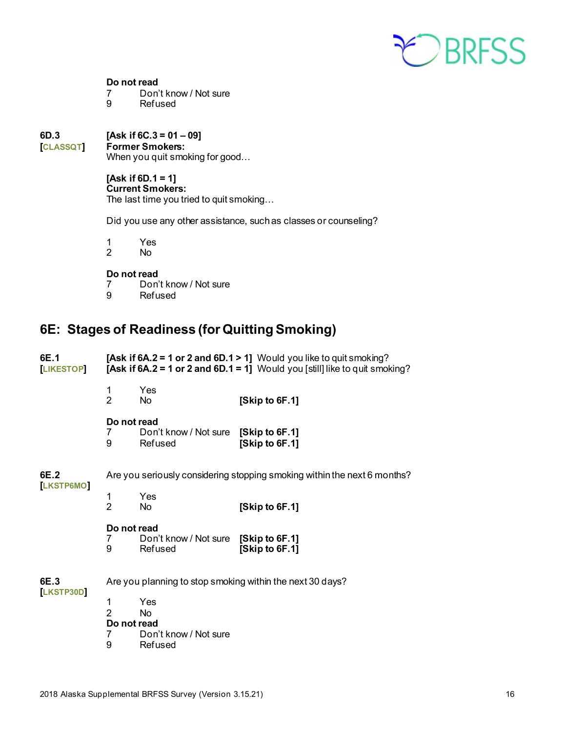**Do not read**
7 Don't know / Not sure
9 Refused

**6D.3**
**[CLASSQT]**

**[Ask if 6C.3 = 01 – 09]**
**Former Smokers:**
When you quit smoking for good…

**[Ask if 6D.1 = 1]**
**Current Smokers:**
The last time you tried to quit smoking…

Did you use any other assistance, such as classes or counseling?

1 Yes
2 No

**Do not read**
7 Don't know / Not sure
9 Refused

## 6E: Stages of Readiness (for Quitting Smoking)

**6E.1**
**[LIKESTOP]**

**[Ask if 6A.2 = 1 or 2 and 6D.1 > 1]** Would you like to quit smoking?
**[Ask if 6A.2 = 1 or 2 and 6D.1 = 1]** Would you [still] like to quit smoking?

1 Yes
2 No **[Skip to 6F.1]**

**Do not read**
7 Don't know / Not sure **[Skip to 6F.1]**
9 Refused **[Skip to 6F.1]**

**6E.2**
**[LKSTP6MO]**

Are you seriously considering stopping smoking within the next 6 months?

1 Yes
2 No **[Skip to 6F.1]**

**Do not read**
7 Don't know / Not sure **[Skip to 6F.1]**
9 Refused **[Skip to 6F.1]**

**6E.3**
**[LKSTP30D]**

Are you planning to stop smoking within the next 30 days?

1 Yes
2 No

**Do not read**
7 Don't know / Not sure
9 Refused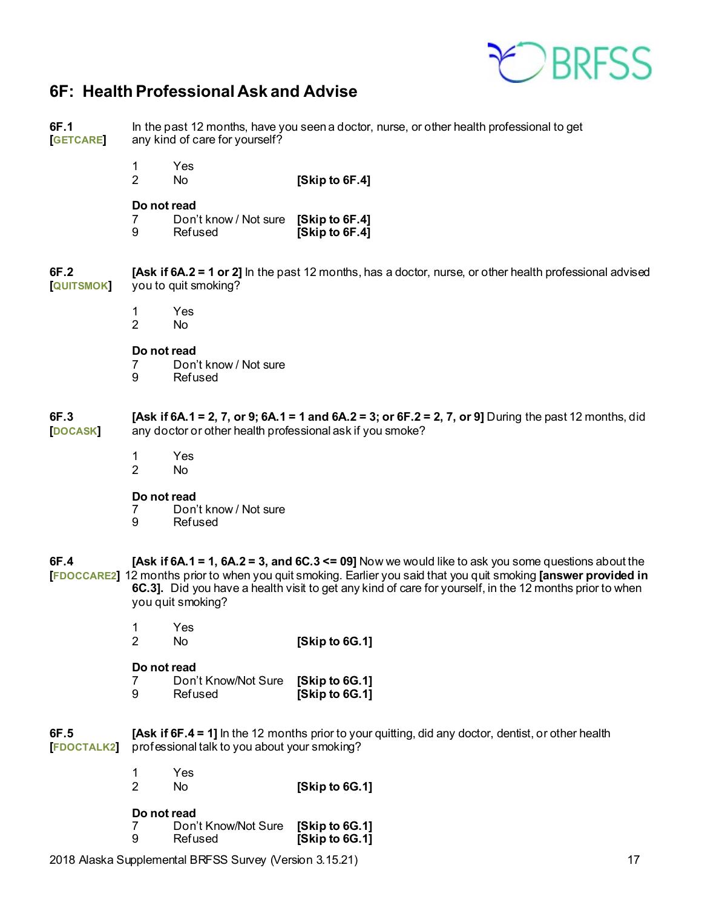## 6F: Health Professional Ask and Advise

**6F.1** [GETCARE]

In the past 12 months, have you seen a doctor, nurse, or other health professional to get any kind of care for yourself?

1 Yes
2 No **[Skip to 6F.4]**

**Do not read**
7 Don't know / Not sure **[Skip to 6F.4]**
9 Refused **[Skip to 6F.4]**

**6F.2** [QUITSMOK]

**[Ask if 6A.2 = 1 or 2]** In the past 12 months, has a doctor, nurse, or other health professional advised you to quit smoking?

1 Yes
2 No

**Do not read**
7 Don't know / Not sure
9 Refused

**6F.3** [DOCASK]

**[Ask if 6A.1 = 2, 7, or 9; 6A.1 = 1 and 6A.2 = 3; or 6F.2 = 2, 7, or 9]** During the past 12 months, did any doctor or other health professional ask if you smoke?

1 Yes
2 No

**Do not read**
7 Don't know / Not sure
9 Refused

**6F.4** [FDOCCARE2]

**[Ask if 6A.1 = 1, 6A.2 = 3, and 6C.3 <= 09]** Now we would like to ask you some questions about the 12 months prior to when you quit smoking. Earlier you said that you quit smoking **[answer provided in 6C.3].** Did you have a health visit to get any kind of care for yourself, in the 12 months prior to when you quit smoking?

1 Yes
2 No **[Skip to 6G.1]**

**Do not read**
7 Don't Know/Not Sure **[Skip to 6G.1]**
9 Refused **[Skip to 6G.1]**

**6F.5** [FDOCTALK2]

**[Ask if 6F.4 = 1]** In the 12 months prior to your quitting, did any doctor, dentist, or other health professional talk to you about your smoking?

1 Yes
2 No **[Skip to 6G.1]**

**Do not read**
7 Don't Know/Not Sure **[Skip to 6G.1]**
9 Refused **[Skip to 6G.1]**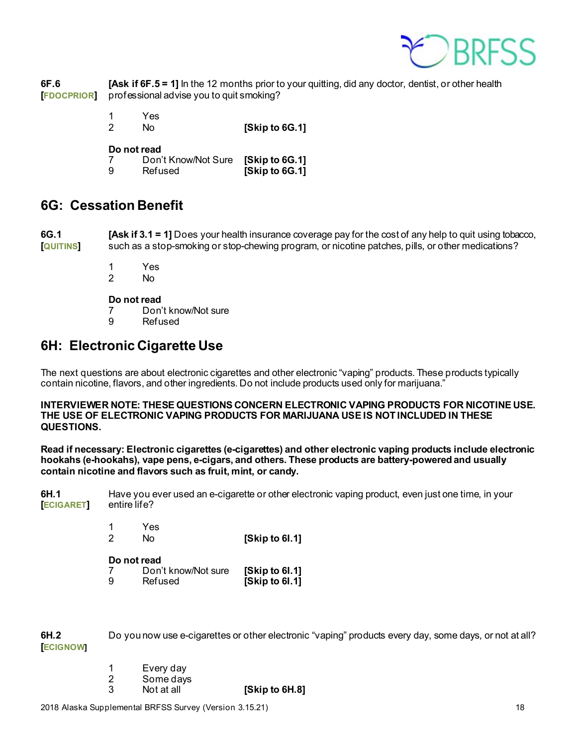**6F.6**
**[FDOCPRIOR]**

**[Ask if 6F.5 = 1]** In the 12 months prior to your quitting, did any doctor, dentist, or other health professional advise you to quit smoking?

| | | |
|---|---|---|
| 1 | Yes | |
| 2 | No | **[Skip to 6G.1]** |

**Do not read**

| | | |
|---|---|---|
| 7 | Don't Know/Not Sure | **[Skip to 6G.1]** |
| 9 | Refused | **[Skip to 6G.1]** |

## 6G: Cessation Benefit

**6G.1**
**[QUITINS]**

**[Ask if 3.1 = 1]** Does your health insurance coverage pay for the cost of any help to quit using tobacco, such as a stop-smoking or stop-chewing program, or nicotine patches, pills, or other medications?

1 Yes
2 No

**Do not read**
7 Don't know/Not sure
9 Refused

## 6H: Electronic Cigarette Use

The next questions are about electronic cigarettes and other electronic "vaping" products. These products typically contain nicotine, flavors, and other ingredients. Do not include products used only for marijuana."

**INTERVIEWER NOTE: THESE QUESTIONS CONCERN ELECTRONIC VAPING PRODUCTS FOR NICOTINE USE. THE USE OF ELECTRONIC VAPING PRODUCTS FOR MARIJUANA USE IS NOT INCLUDED IN THESE QUESTIONS.**

**Read if necessary: Electronic cigarettes (e-cigarettes) and other electronic vaping products include electronic hookahs (e-hookahs), vape pens, e-cigars, and others. These products are battery-powered and usually contain nicotine and flavors such as fruit, mint, or candy.**

**6H.1**
**[ECIGARET]**

Have you ever used an e-cigarette or other electronic vaping product, even just one time, in your entire life?

| | | |
|---|---|---|
| 1 | Yes | |
| 2 | No | **[Skip to 6I.1]** |

**Do not read**

| | | |
|---|---|---|
| 7 | Don't know/Not sure | **[Skip to 6I.1]** |
| 9 | Refused | **[Skip to 6I.1]** |

**6H.2**
**[ECIGNOW]**

Do you now use e-cigarettes or other electronic "vaping" products every day, some days, or not at all?

| | | |
|---|---|---|
| 1 | Every day | |
| 2 | Some days | |
| 3 | Not at all | **[Skip to 6H.8]** |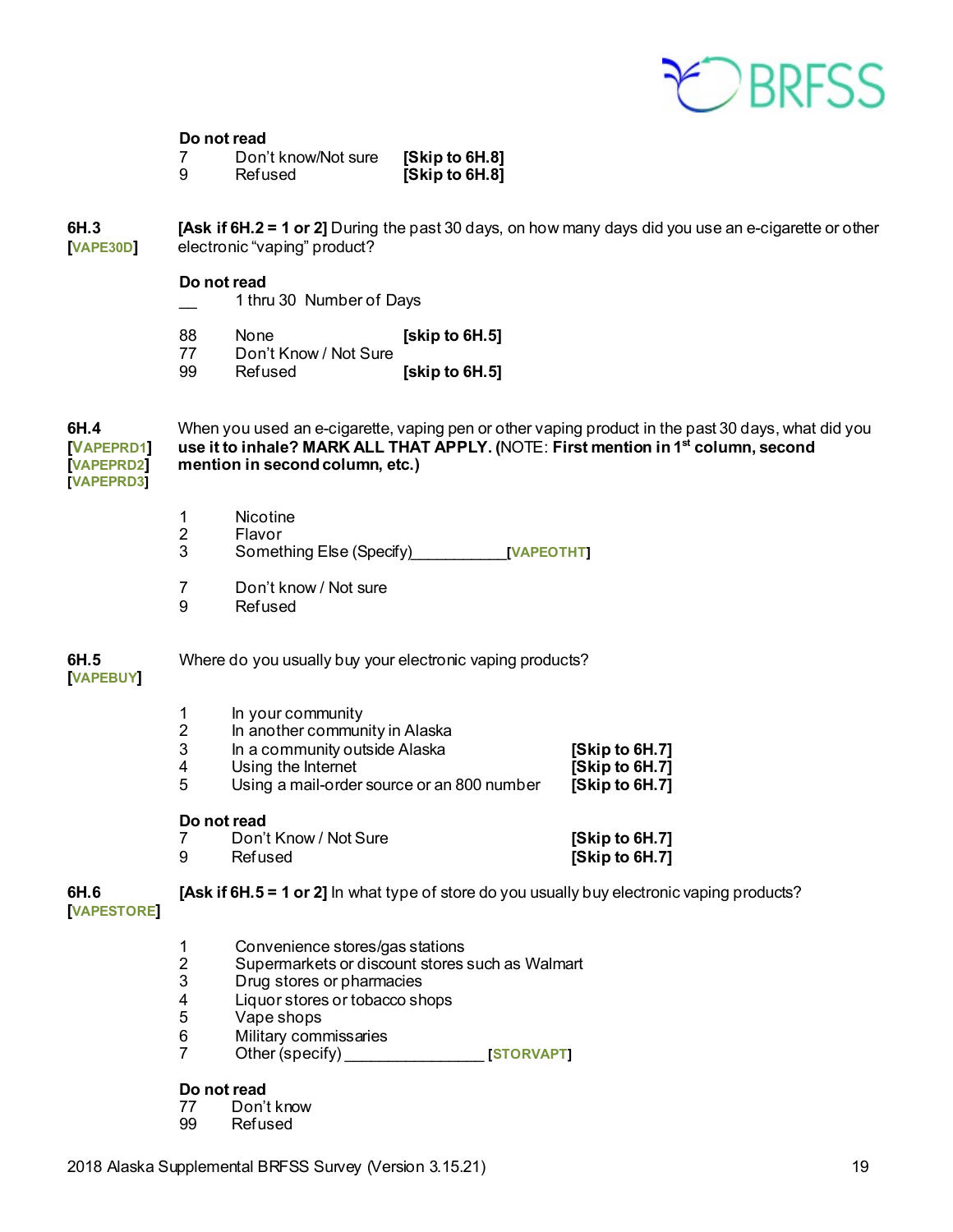**Do not read**

| | | |
|---|---|---|
| 7 | Don't know/Not sure | **[Skip to 6H.8]** |
| 9 | Refused | **[Skip to 6H.8]** |

**6H.3**
**[VAPE30D]**

**[Ask if 6H.2 = 1 or 2]** During the past 30 days, on how many days did you use an e-cigarette or other electronic "vaping" product?

**Do not read**

| | | |
|---|---|---|
| __ | 1 thru 30 Number of Days | |
| 88 | None | **[skip to 6H.5]** |
| 77 | Don't Know / Not Sure | |
| 99 | Refused | **[skip to 6H.5]** |

**6H.4**
**[VAPEPRD1]**
**[VAPEPRD2]**
**[VAPEPRD3]**

When you used an e-cigarette, vaping pen or other vaping product in the past 30 days, what did you **use it to inhale? MARK ALL THAT APPLY. (**NOTE: **First mention in 1st column, second mention in second column, etc.)**

| | |
|---|---|
| 1 | Nicotine |
| 2 | Flavor |
| 3 | Something Else (Specify)___________ **[VAPEOTHT]** |
| 7 | Don't know / Not sure |
| 9 | Refused |

**6H.5**
**[VAPEBUY]**

Where do you usually buy your electronic vaping products?

| | | |
|---|---|---|
| 1 | In your community | |
| 2 | In another community in Alaska | |
| 3 | In a community outside Alaska | **[Skip to 6H.7]** |
| 4 | Using the Internet | **[Skip to 6H.7]** |
| 5 | Using a mail-order source or an 800 number | **[Skip to 6H.7]** |

**Do not read**

| | | |
|---|---|---|
| 7 | Don't Know / Not Sure | **[Skip to 6H.7]** |
| 9 | Refused | **[Skip to 6H.7]** |

**6H.6**
**[VAPESTORE]**

**[Ask if 6H.5 = 1 or 2]** In what type of store do you usually buy electronic vaping products?

| | |
|---|---|
| 1 | Convenience stores/gas stations |
| 2 | Supermarkets or discount stores such as Walmart |
| 3 | Drug stores or pharmacies |
| 4 | Liquor stores or tobacco shops |
| 5 | Vape shops |
| 6 | Military commissaries |
| 7 | Other (specify) _______________ **[STORVAPT]** |

**Do not read**

| | |
|---|---|
| 77 | Don't know |
| 99 | Refused |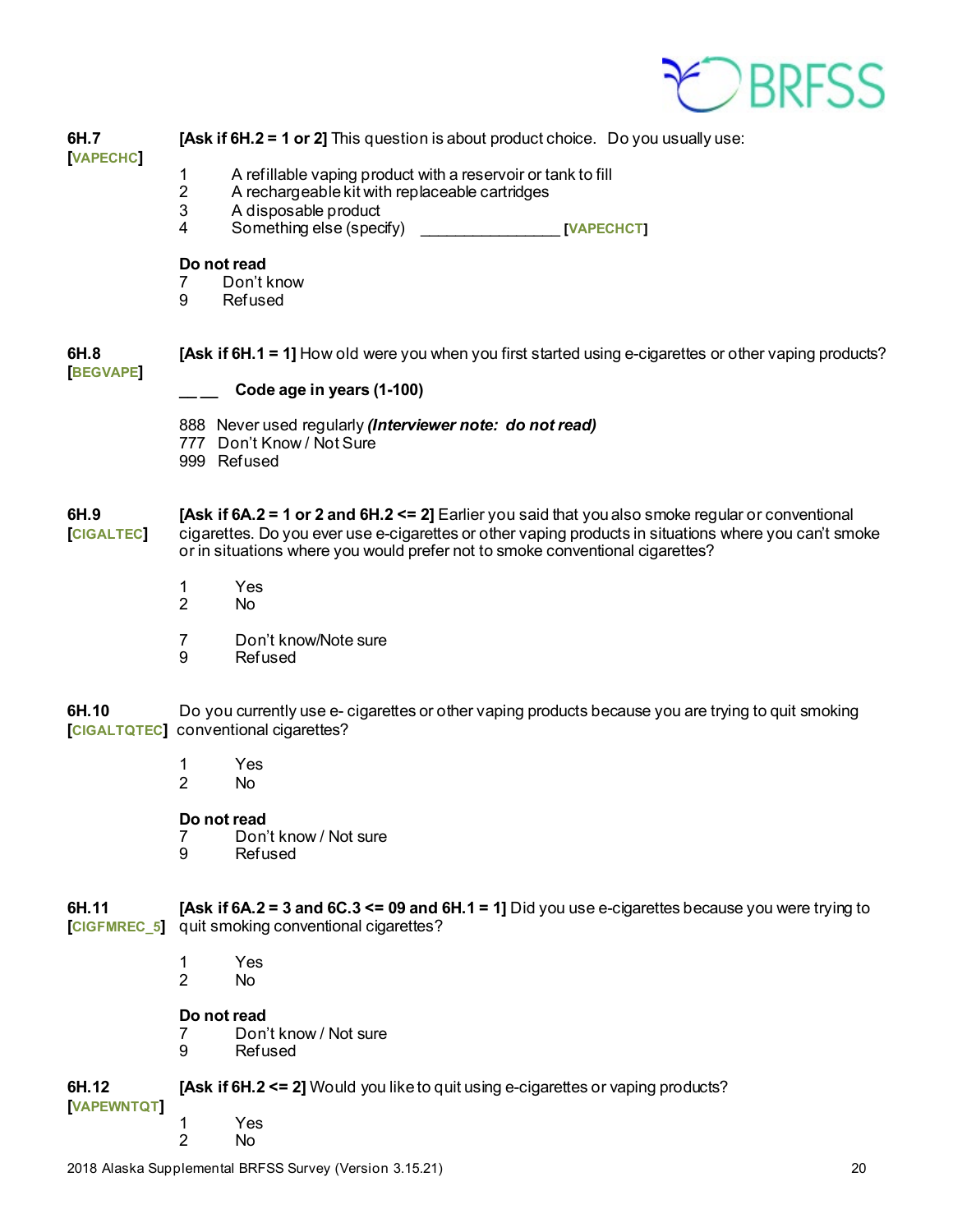**6H.7** **[VAPECHC]**

**[Ask if 6H.2 = 1 or 2]** This question is about product choice. Do you usually use:

1 A refillable vaping product with a reservoir or tank to fill
2 A rechargeable kit with replaceable cartridges
3 A disposable product
4 Something else (specify) _______________ **[VAPECHCT]**

**Do not read**
7 Don't know
9 Refused

**6H.8** **[BEGVAPE]**

**[Ask if 6H.1 = 1]** How old were you when you first started using e-cigarettes or other vaping products?

**_ _ Code age in years (1-100)**

888 Never used regularly ***(Interviewer note: do not read)***
777 Don't Know / Not Sure
999 Refused

**6H.9** **[CIGALTEC]**

**[Ask if 6A.2 = 1 or 2 and 6H.2 <= 2]** Earlier you said that you also smoke regular or conventional cigarettes. Do you ever use e-cigarettes or other vaping products in situations where you can't smoke or in situations where you would prefer not to smoke conventional cigarettes?

1 Yes
2 No

7 Don't know/Note sure
9 Refused

**6H.10** **[CIGALTQTEC]**

Do you currently use e- cigarettes or other vaping products because you are trying to quit smoking conventional cigarettes?

1 Yes
2 No

**Do not read**
7 Don't know / Not sure
9 Refused

**6H.11** **[CIGFMREC_5]**

**[Ask if 6A.2 = 3 and 6C.3 <= 09 and 6H.1 = 1]** Did you use e-cigarettes because you were trying to quit smoking conventional cigarettes?

1 Yes
2 No

**Do not read**
7 Don't know / Not sure
9 Refused

**6H.12** **[VAPEWNTQT]**

**[Ask if 6H.2 <= 2]** Would you like to quit using e-cigarettes or vaping products?

1 Yes
2 No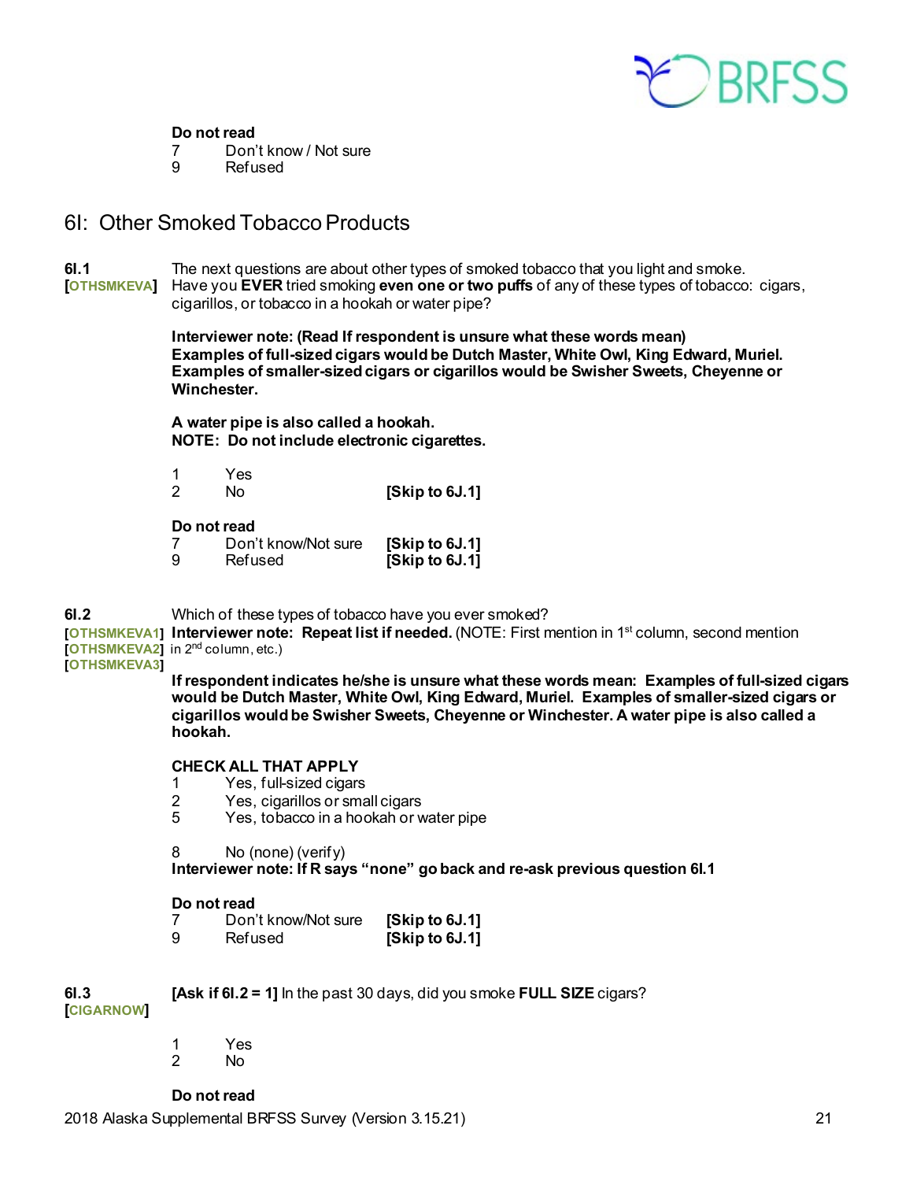**Do not read**
7 Don't know / Not sure
9 Refused

## 6I: Other Smoked Tobacco Products

**6I.1**
**[OTHSMKEVA]**

The next questions are about other types of smoked tobacco that you light and smoke. Have you **EVER** tried smoking **even one or two puffs** of any of these types of tobacco: cigars, cigarillos, or tobacco in a hookah or water pipe?

**Interviewer note: (Read If respondent is unsure what these words mean) Examples of full-sized cigars would be Dutch Master, White Owl, King Edward, Muriel. Examples of smaller-sized cigars or cigarillos would be Swisher Sweets, Cheyenne or Winchester.**

**A water pipe is also called a hookah.**
**NOTE: Do not include electronic cigarettes.**

1 Yes
2 No **[Skip to 6J.1]**

**Do not read**
7 Don't know/Not sure **[Skip to 6J.1]**
9 Refused **[Skip to 6J.1]**

**6I.2**
**[OTHSMKEVA1]**
**[OTHSMKEVA2]**
**[OTHSMKEVA3]**

Which of these types of tobacco have you ever smoked?
**Interviewer note: Repeat list if needed.** (NOTE: First mention in 1st column, second mention in 2nd column, etc.)

**If respondent indicates he/she is unsure what these words mean: Examples of full-sized cigars would be Dutch Master, White Owl, King Edward, Muriel. Examples of smaller-sized cigars or cigarillos would be Swisher Sweets, Cheyenne or Winchester. A water pipe is also called a hookah.**

**CHECK ALL THAT APPLY**
1 Yes, full-sized cigars
2 Yes, cigarillos or small cigars
5 Yes, tobacco in a hookah or water pipe

8 No (none) (verify)
**Interviewer note: If R says "none" go back and re-ask previous question 6I.1**

**Do not read**
7 Don't know/Not sure **[Skip to 6J.1]**
9 Refused **[Skip to 6J.1]**

**6I.3**
**[CIGARNOW]**

**[Ask if 6I.2 = 1]** In the past 30 days, did you smoke **FULL SIZE** cigars?

1 Yes
2 No

**Do not read**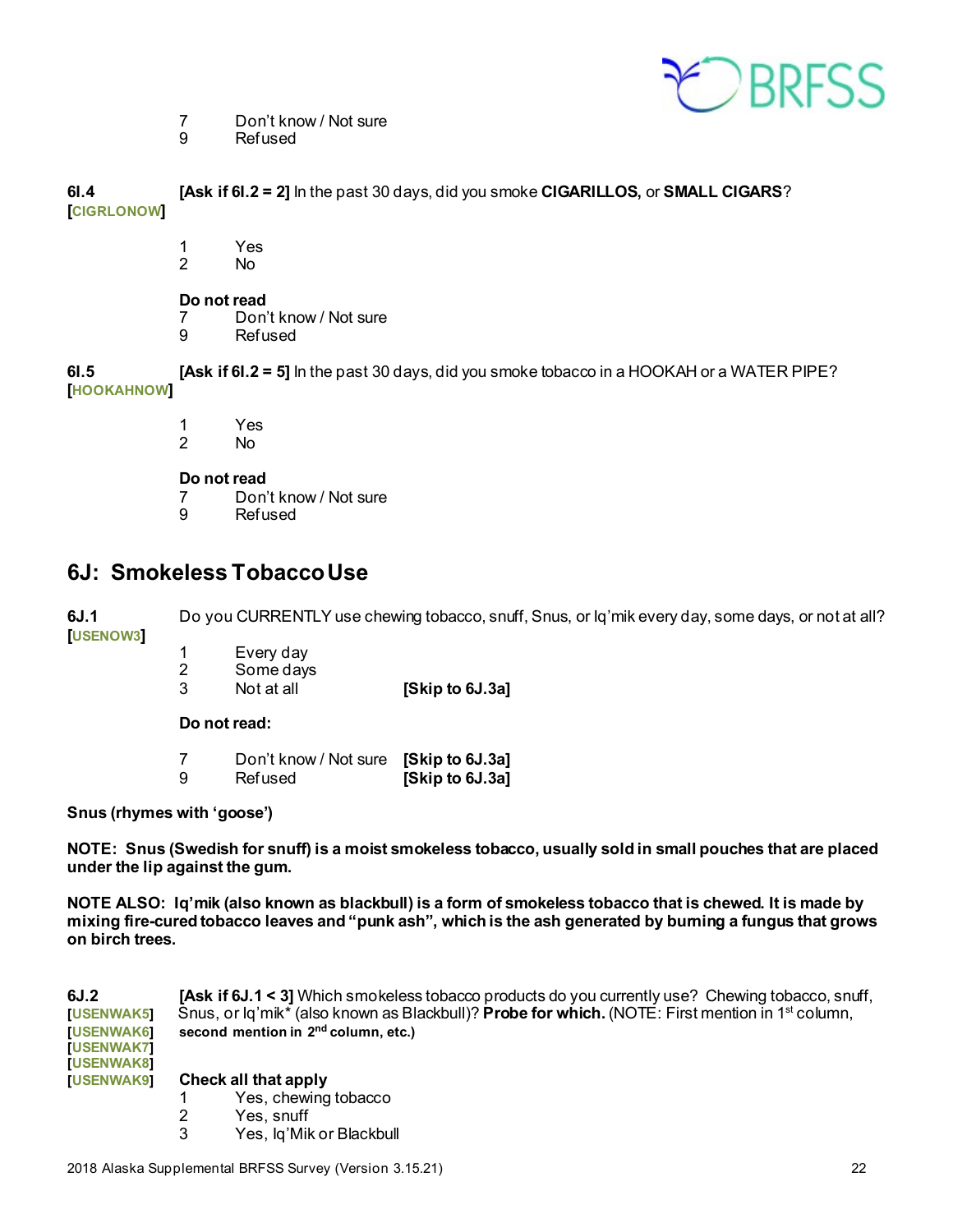7 Don't know / Not sure
9 Refused

**6I.4** **[Ask if 6I.2 = 2]** In the past 30 days, did you smoke **CIGARILLOS,** or **SMALL CIGARS**?
**[CIGRLONOW]**

1 Yes
2 No

**Do not read**
7 Don't know / Not sure
9 Refused

**6I.5** **[Ask if 6I.2 = 5]** In the past 30 days, did you smoke tobacco in a HOOKAH or a WATER PIPE?
**[HOOKAHNOW]**

1 Yes
2 No

**Do not read**
7 Don't know / Not sure
9 Refused

## 6J: Smokeless Tobacco Use

**6J.1** Do you CURRENTLY use chewing tobacco, snuff, Snus, or Iq'mik every day, some days, or not at all?
**[USENOW3]**

1 Every day
2 Some days
3 Not at all **[Skip to 6J.3a]**

**Do not read:**

7 Don't know / Not sure **[Skip to 6J.3a]**
9 Refused **[Skip to 6J.3a]**

**Snus (rhymes with 'goose')**

**NOTE: Snus (Swedish for snuff) is a moist smokeless tobacco, usually sold in small pouches that are placed under the lip against the gum.**

**NOTE ALSO: Iq'mik (also known as blackbull) is a form of smokeless tobacco that is chewed. It is made by mixing fire-cured tobacco leaves and "punk ash", which is the ash generated by burning a fungus that grows on birch trees.**

**6J.2** **[Ask if 6J.1 < 3]** Which smokeless tobacco products do you currently use? Chewing tobacco, snuff, Snus, or Iq'mik* (also known as Blackbull)? **Probe for which.** (NOTE: First mention in 1st column, **second mention in 2nd column, etc.)**
**[USENWAK5]**
**[USENWAK6]**
**[USENWAK7]**
**[USENWAK8]**
**[USENWAK9]**

**Check all that apply**
1 Yes, chewing tobacco
2 Yes, snuff
3 Yes, Iq'Mik or Blackbull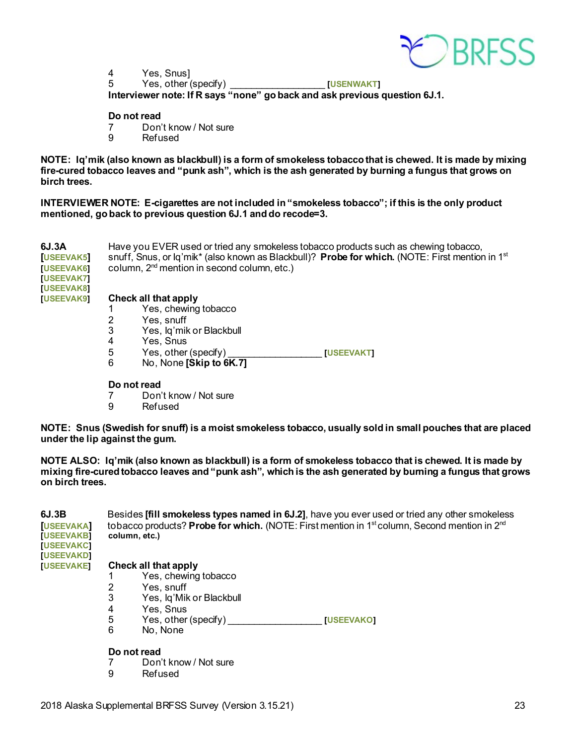4	Yes, Snus]
5	Yes, other (specify) _________________ [USENWAKT]

**Interviewer note: If R says "none" go back and ask previous question 6J.1.**

**Do not read**
7	Don't know / Not sure
9	Refused

**NOTE: Iq'mik (also known as blackbull) is a form of smokeless tobacco that is chewed. It is made by mixing fire-cured tobacco leaves and "punk ash", which is the ash generated by burning a fungus that grows on birch trees.**

**INTERVIEWER NOTE: E-cigarettes are not included in "smokeless tobacco"; if this is the only product mentioned, go back to previous question 6J.1 and do recode=3.**

**6J.3A**
[USEEVAK5]
[USEEVAK6]
[USEEVAK7]
[USEEVAK8]
[USEEVAK9]

Have you EVER used or tried any smokeless tobacco products such as chewing tobacco, snuff, Snus, or Iq'mik* (also known as Blackbull)? **Probe for which.** (NOTE: First mention in 1st column, 2nd mention in second column, etc.)

**Check all that apply**
1	Yes, chewing tobacco
2	Yes, snuff
3	Yes, Iq'mik or Blackbull
4	Yes, Snus
5	Yes, other (specify) _________________ [USEEVAKT]
6	No, None **[Skip to 6K.7]**

**Do not read**
7	Don't know / Not sure
9	Refused

**NOTE: Snus (Swedish for snuff) is a moist smokeless tobacco, usually sold in small pouches that are placed under the lip against the gum.**

**NOTE ALSO: Iq'mik (also known as blackbull) is a form of smokeless tobacco that is chewed. It is made by mixing fire-cured tobacco leaves and "punk ash", which is the ash generated by burning a fungus that grows on birch trees.**

**6J.3B**
[USEEVAKA]
[USEEVAKB]
[USEEVAKC]
[USEEVAKD]
[USEEVAKE]

Besides **[fill smokeless types named in 6J.2]**, have you ever used or tried any other smokeless tobacco products? **Probe for which.** (NOTE: First mention in 1st column, Second mention in 2nd **column, etc.)**

**Check all that apply**
1	Yes, chewing tobacco
2	Yes, snuff
3	Yes, Iq'Mik or Blackbull
4	Yes, Snus
5	Yes, other (specify) _________________ [USEEVAKO]
6	No, None

**Do not read**
7	Don't know / Not sure
9	Refused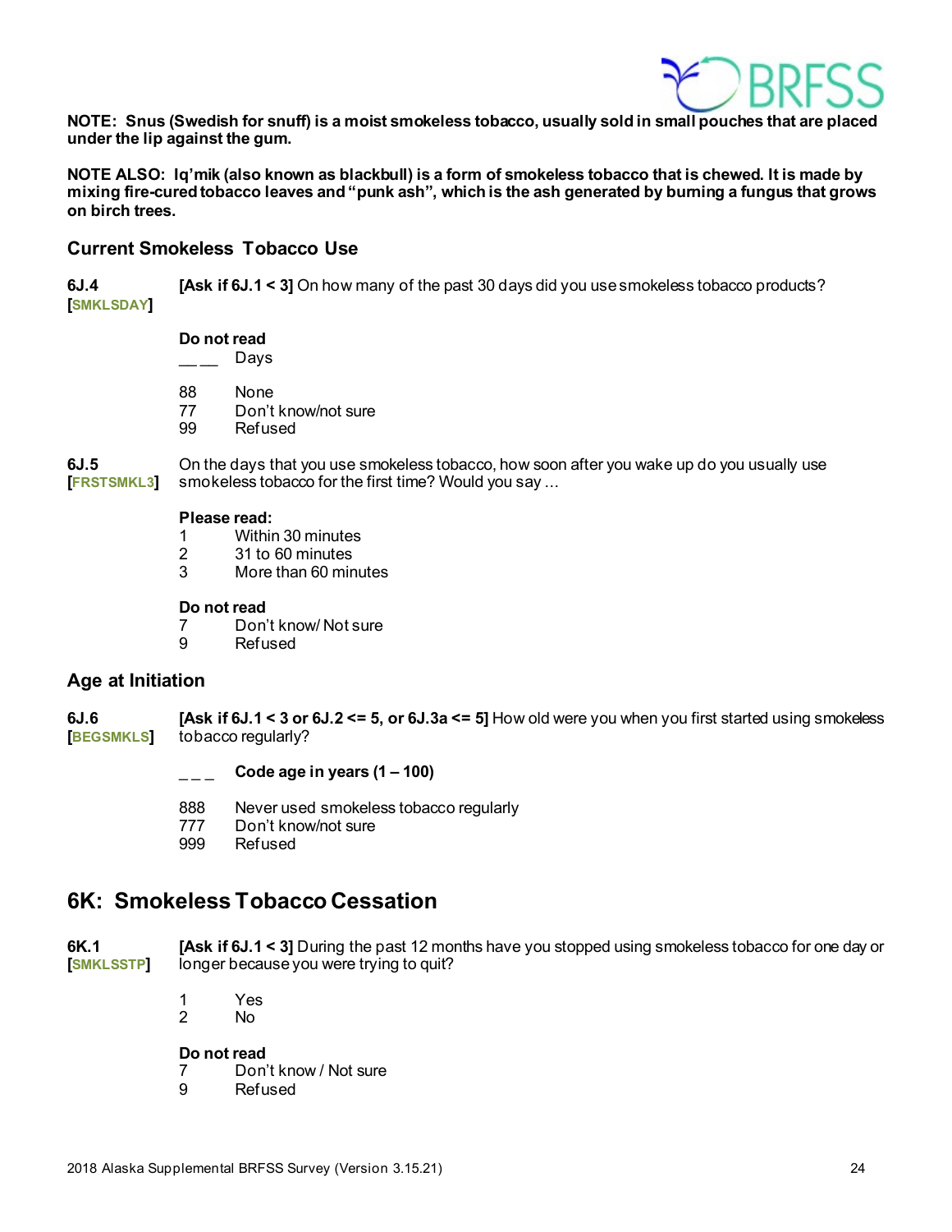**NOTE: Snus (Swedish for snuff) is a moist smokeless tobacco, usually sold in small pouches that are placed under the lip against the gum.**

**NOTE ALSO: Iq'mik (also known as blackbull) is a form of smokeless tobacco that is chewed. It is made by mixing fire-cured tobacco leaves and "punk ash", which is the ash generated by burning a fungus that grows on birch trees.**

### Current Smokeless Tobacco Use

**6J.4** [**SMKLSDAY**] **[Ask if 6J.1 < 3]** On how many of the past 30 days did you use smokeless tobacco products?

**Do not read**

__ __ Days

88 None
77 Don't know/not sure
99 Refused

**6J.5** [**FRSTSMKL3**] On the days that you use smokeless tobacco, how soon after you wake up do you usually use smokeless tobacco for the first time? Would you say …

**Please read:**

1 Within 30 minutes
2 31 to 60 minutes
3 More than 60 minutes

**Do not read**

7 Don't know/ Not sure
9 Refused

### Age at Initiation

**6J.6** [**BEGSMKLS**] **[Ask if 6J.1 < 3 or 6J.2 <= 5, or 6J.3a <= 5]** How old were you when you first started using smokeless tobacco regularly?

_ _ _ **Code age in years (1 – 100)**

888 Never used smokeless tobacco regularly
777 Don't know/not sure
999 Refused

## 6K: Smokeless Tobacco Cessation

**6K.1** [**SMKLSSTP**] **[Ask if 6J.1 < 3]** During the past 12 months have you stopped using smokeless tobacco for one day or longer because you were trying to quit?

1 Yes
2 No

**Do not read**

7 Don't know / Not sure
9 Refused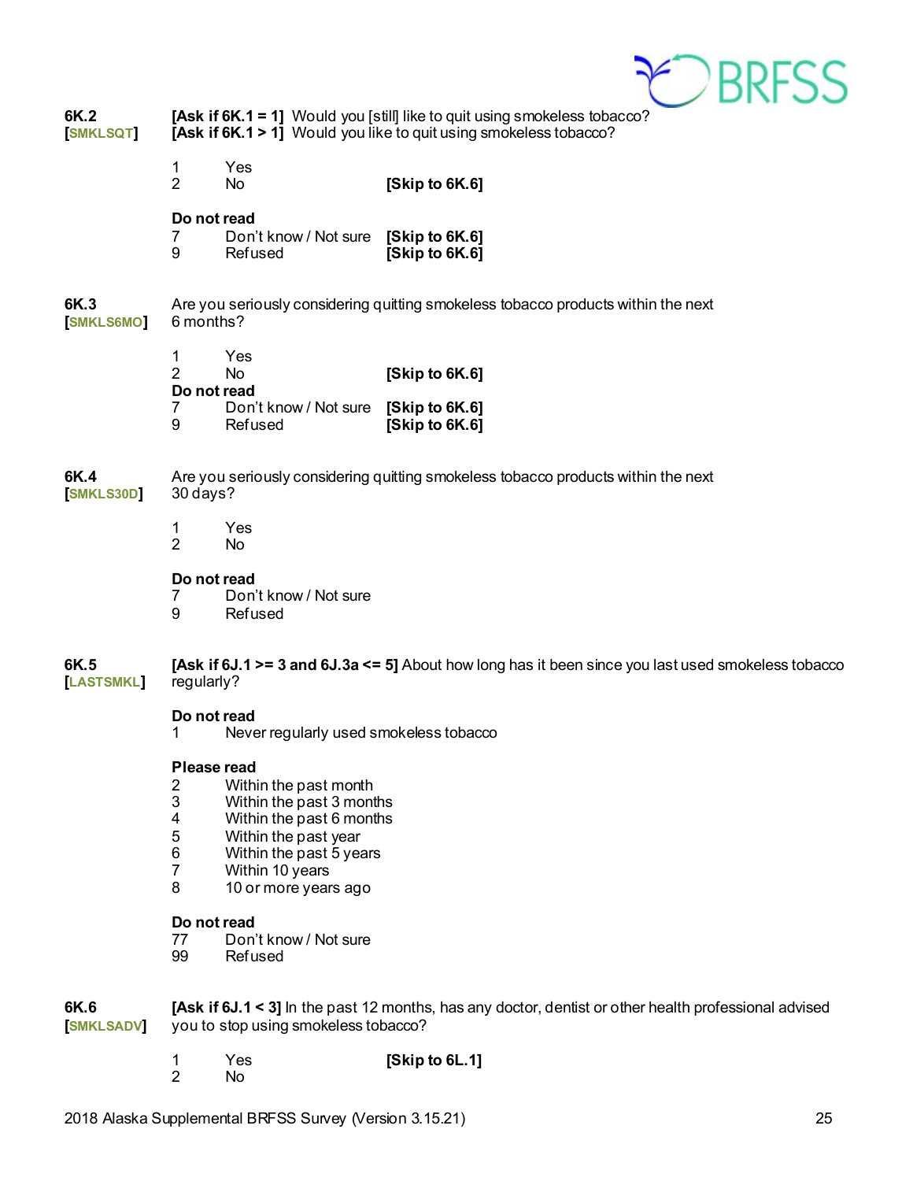**6K.2**
**[SMKLSQT]**

**[Ask if 6K.1 = 1]** Would you [still] like to quit using smokeless tobacco?
**[Ask if 6K.1 > 1]** Would you like to quit using smokeless tobacco?

1 Yes
2 No **[Skip to 6K.6]**

**Do not read**
7 Don't know / Not sure **[Skip to 6K.6]**
9 Refused **[Skip to 6K.6]**

**6K.3**
**[SMKLS6MO]**

Are you seriously considering quitting smokeless tobacco products within the next 6 months?

1 Yes
2 No **[Skip to 6K.6]**
**Do not read**
7 Don't know / Not sure **[Skip to 6K.6]**
9 Refused **[Skip to 6K.6]**

**6K.4**
**[SMKLS30D]**

Are you seriously considering quitting smokeless tobacco products within the next 30 days?

1 Yes
2 No

**Do not read**
7 Don't know / Not sure
9 Refused

**6K.5**
**[LASTSMKL]**

**[Ask if 6J.1 >= 3 and 6J.3a <= 5]** About how long has it been since you last used smokeless tobacco regularly?

**Do not read**
1 Never regularly used smokeless tobacco

**Please read**
2 Within the past month
3 Within the past 3 months
4 Within the past 6 months
5 Within the past year
6 Within the past 5 years
7 Within 10 years
8 10 or more years ago

**Do not read**
77 Don't know / Not sure
99 Refused

**6K.6**
**[SMKLSADV]**

**[Ask if 6J.1 < 3]** In the past 12 months, has any doctor, dentist or other health professional advised you to stop using smokeless tobacco?

1 Yes **[Skip to 6L.1]**
2 No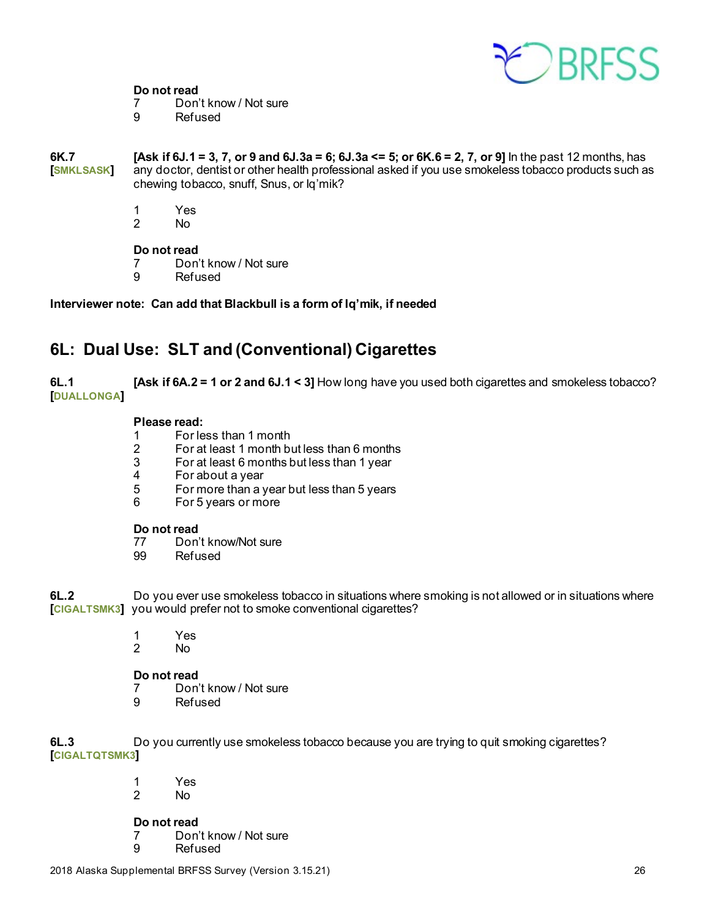**Do not read**
7 Don't know / Not sure
9 Refused

**6K.7**
**[SMKLSASK]**
**[Ask if 6J.1 = 3, 7, or 9 and 6J.3a = 6; 6J.3a <= 5; or 6K.6 = 2, 7, or 9]** In the past 12 months, has any doctor, dentist or other health professional asked if you use smokeless tobacco products such as chewing tobacco, snuff, Snus, or Iq'mik?

1 Yes
2 No

**Do not read**
7 Don't know / Not sure
9 Refused

**Interviewer note: Can add that Blackbull is a form of Iq'mik, if needed**

## 6L: Dual Use: SLT and (Conventional) Cigarettes

**6L.1**
**[DUALLONGA]**
**[Ask if 6A.2 = 1 or 2 and 6J.1 < 3]** How long have you used both cigarettes and smokeless tobacco?

**Please read:**
1 For less than 1 month
2 For at least 1 month but less than 6 months
3 For at least 6 months but less than 1 year
4 For about a year
5 For more than a year but less than 5 years
6 For 5 years or more

**Do not read**
77 Don't know/Not sure
99 Refused

**6L.2**
**[CIGALTSMK3]**
Do you ever use smokeless tobacco in situations where smoking is not allowed or in situations where you would prefer not to smoke conventional cigarettes?

1 Yes
2 No

**Do not read**
7 Don't know / Not sure
9 Refused

**6L.3**
**[CIGALTQTSMK3]**
Do you currently use smokeless tobacco because you are trying to quit smoking cigarettes?

1 Yes
2 No

**Do not read**
7 Don't know / Not sure
9 Refused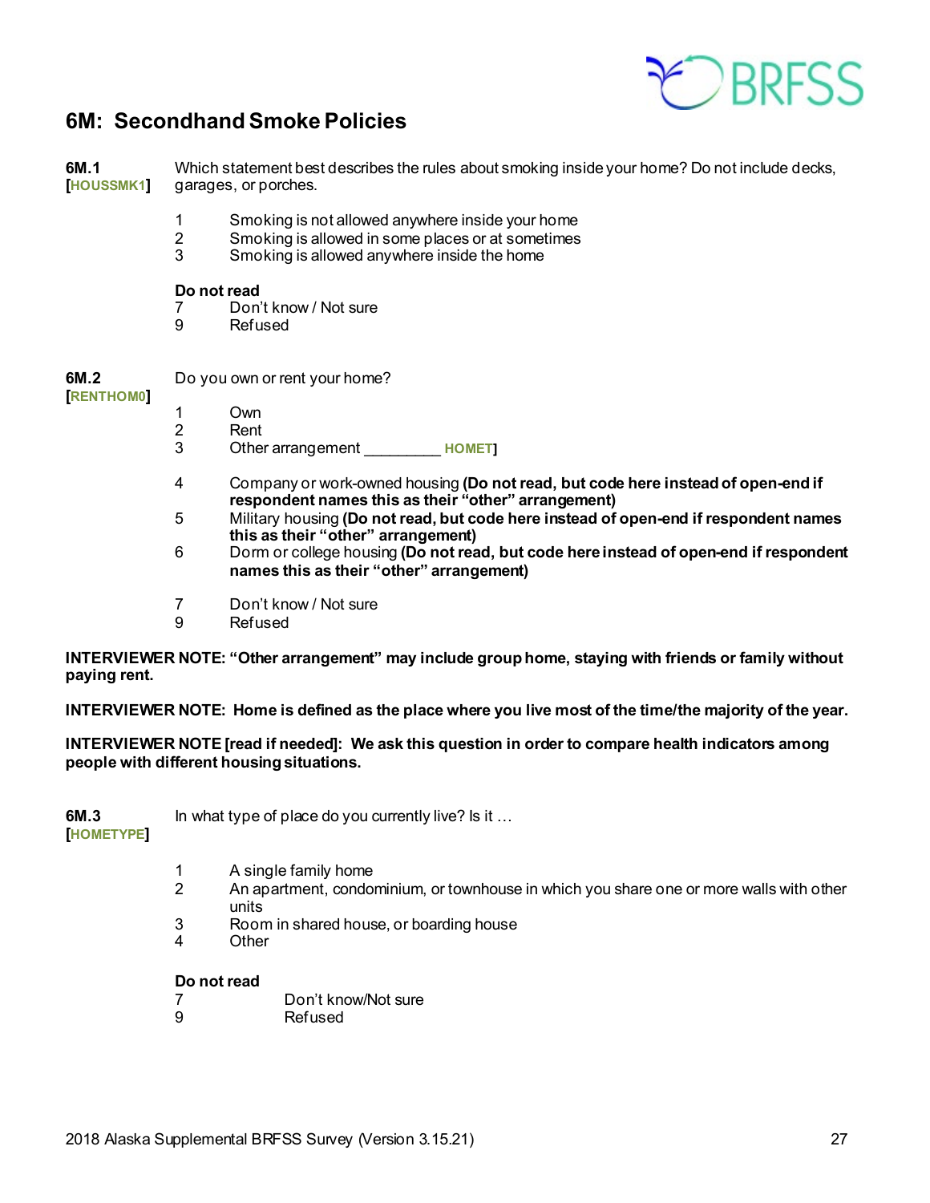## 6M: Secondhand Smoke Policies

**6M.1**
**[HOUSSMK1]**

Which statement best describes the rules about smoking inside your home? Do not include decks, garages, or porches.

1 Smoking is not allowed anywhere inside your home
2 Smoking is allowed in some places or at sometimes
3 Smoking is allowed anywhere inside the home

**Do not read**
7 Don't know / Not sure
9 Refused

**6M.2**
**[RENTHOM0]**

Do you own or rent your home?

1 Own
2 Rent
3 Other arrangement _________ HOMET]

4 Company or work-owned housing **(Do not read, but code here instead of open-end if respondent names this as their "other" arrangement)**
5 Military housing **(Do not read, but code here instead of open-end if respondent names this as their "other" arrangement)**
6 Dorm or college housing **(Do not read, but code here instead of open-end if respondent names this as their "other" arrangement)**

7 Don't know / Not sure
9 Refused

**INTERVIEWER NOTE: "Other arrangement" may include group home, staying with friends or family without paying rent.**

**INTERVIEWER NOTE: Home is defined as the place where you live most of the time/the majority of the year.**

**INTERVIEWER NOTE [read if needed]: We ask this question in order to compare health indicators among people with different housing situations.**

**6M.3**
**[HOMETYPE]**

In what type of place do you currently live? Is it …

1 A single family home
2 An apartment, condominium, or townhouse in which you share one or more walls with other units
3 Room in shared house, or boarding house
4 Other

**Do not read**
7 Don't know/Not sure
9 Refused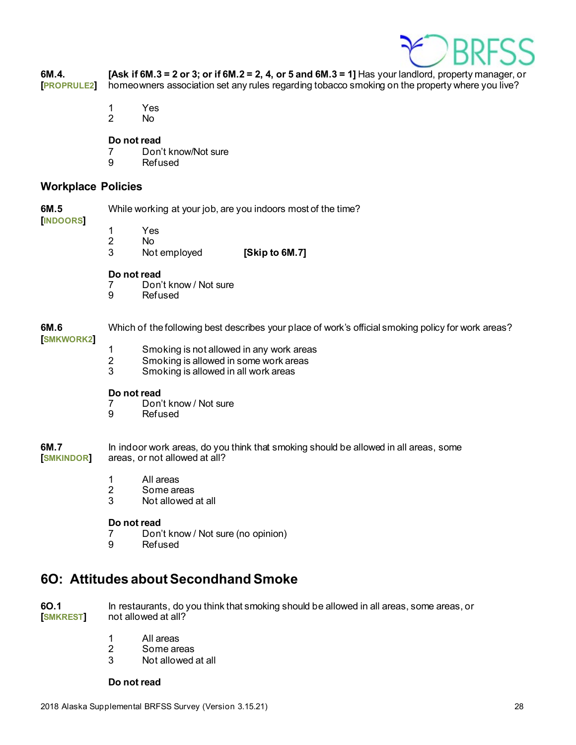**6M.4.** **[PROPRULE2]** **[Ask if 6M.3 = 2 or 3; or if 6M.2 = 2, 4, or 5 and 6M.3 = 1]** Has your landlord, property manager, or homeowners association set any rules regarding tobacco smoking on the property where you live?

1 Yes
2 No

**Do not read**
7 Don't know/Not sure
9 Refused

## Workplace Policies

**6M.5** **[INDOORS]** While working at your job, are you indoors most of the time?

1 Yes
2 No
3 Not employed **[Skip to 6M.7]**

**Do not read**
7 Don't know / Not sure
9 Refused

**6M.6** **[SMKWORK2]** Which of the following best describes your place of work's official smoking policy for work areas?

1 Smoking is not allowed in any work areas
2 Smoking is allowed in some work areas
3 Smoking is allowed in all work areas

**Do not read**
7 Don't know / Not sure
9 Refused

**6M.7** **[SMKINDOR]** In indoor work areas, do you think that smoking should be allowed in all areas, some areas, or not allowed at all?

1 All areas
2 Some areas
3 Not allowed at all

**Do not read**
7 Don't know / Not sure (no opinion)
9 Refused

## 6O: Attitudes about Secondhand Smoke

**6O.1** **[SMKREST]** In restaurants, do you think that smoking should be allowed in all areas, some areas, or not allowed at all?

1 All areas
2 Some areas
3 Not allowed at all

**Do not read**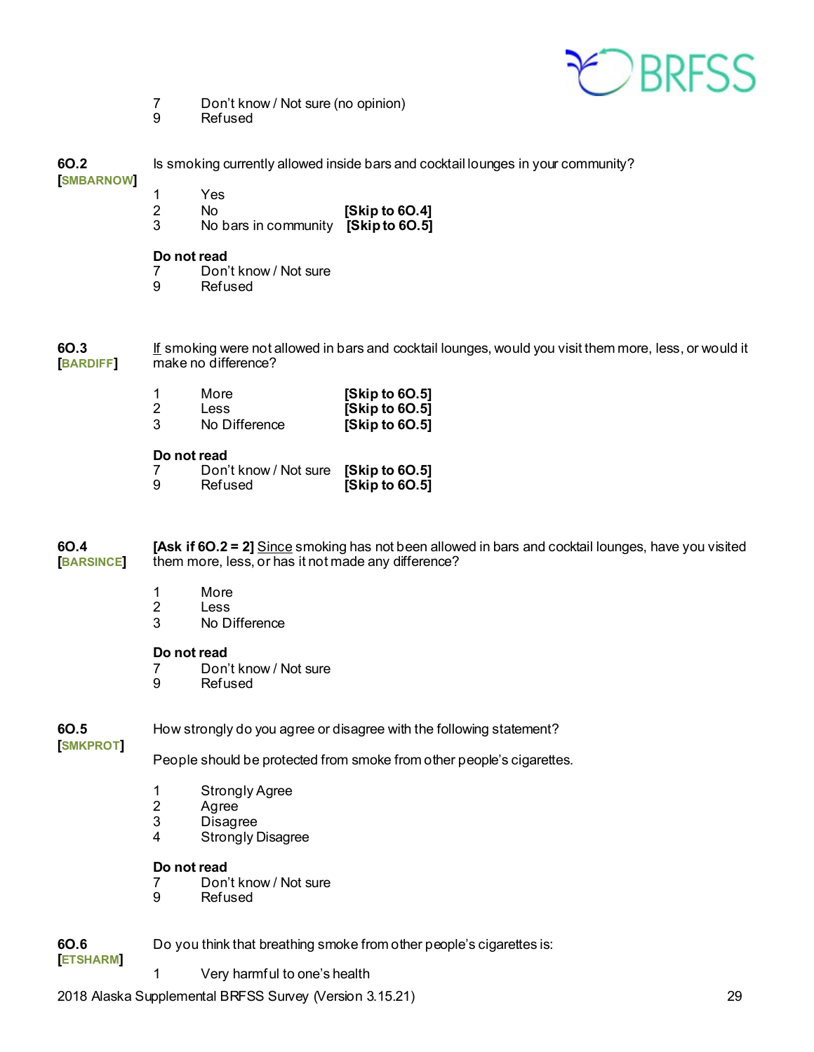7 Don't know / Not sure (no opinion)
9 Refused

**6O.2**
**[SMBARNOW]**

Is smoking currently allowed inside bars and cocktail lounges in your community?

1 Yes
2 No **[Skip to 6O.4]**
3 No bars in community **[Skip to 6O.5]**

**Do not read**
7 Don't know / Not sure
9 Refused

**6O.3**
**[BARDIFF]**

If smoking were not allowed in bars and cocktail lounges, would you visit them more, less, or would it make no difference?

1 More **[Skip to 6O.5]**
2 Less **[Skip to 6O.5]**
3 No Difference **[Skip to 6O.5]**

**Do not read**
7 Don't know / Not sure **[Skip to 6O.5]**
9 Refused **[Skip to 6O.5]**

**6O.4**
**[BARSINCE]**

**[Ask if 6O.2 = 2]** Since smoking has not been allowed in bars and cocktail lounges, have you visited them more, less, or has it not made any difference?

1 More
2 Less
3 No Difference

**Do not read**
7 Don't know / Not sure
9 Refused

**6O.5**
**[SMKPROT]**

How strongly do you agree or disagree with the following statement?

People should be protected from smoke from other people's cigarettes.

1 Strongly Agree
2 Agree
3 Disagree
4 Strongly Disagree

**Do not read**
7 Don't know / Not sure
9 Refused

**6O.6**
**[ETSHARM]**

Do you think that breathing smoke from other people's cigarettes is:

1 Very harmful to one's health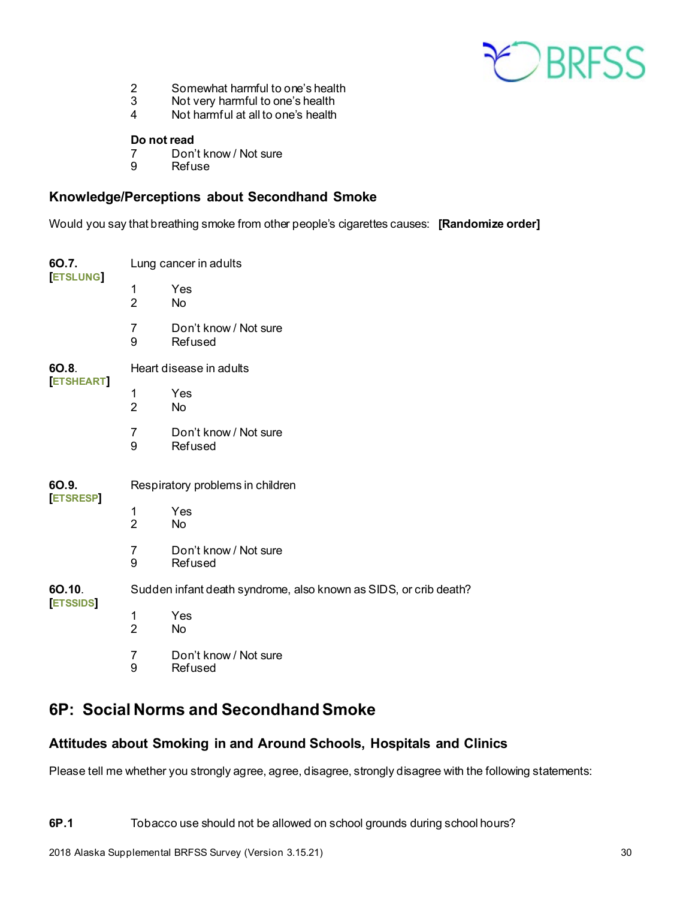2 Somewhat harmful to one's health
3 Not very harmful to one's health
4 Not harmful at all to one's health

**Do not read**
7 Don't know / Not sure
9 Refuse

### Knowledge/Perceptions about Secondhand Smoke

Would you say that breathing smoke from other people's cigarettes causes: **[Randomize order]**

**6O.7.** **[ETSLUNG]** Lung cancer in adults

1 Yes
2 No

7 Don't know / Not sure
9 Refused

**6O.8.** **[ETSHEART]** Heart disease in adults

1 Yes
2 No

7 Don't know / Not sure
9 Refused

**6O.9.** **[ETSRESP]** Respiratory problems in children

1 Yes
2 No

7 Don't know / Not sure
9 Refused

**6O.10.** **[ETSSIDS]** Sudden infant death syndrome, also known as SIDS, or crib death?

1 Yes
2 No

7 Don't know / Not sure
9 Refused

## 6P: Social Norms and Secondhand Smoke

### Attitudes about Smoking in and Around Schools, Hospitals and Clinics

Please tell me whether you strongly agree, agree, disagree, strongly disagree with the following statements:

**6P.1** Tobacco use should not be allowed on school grounds during school hours?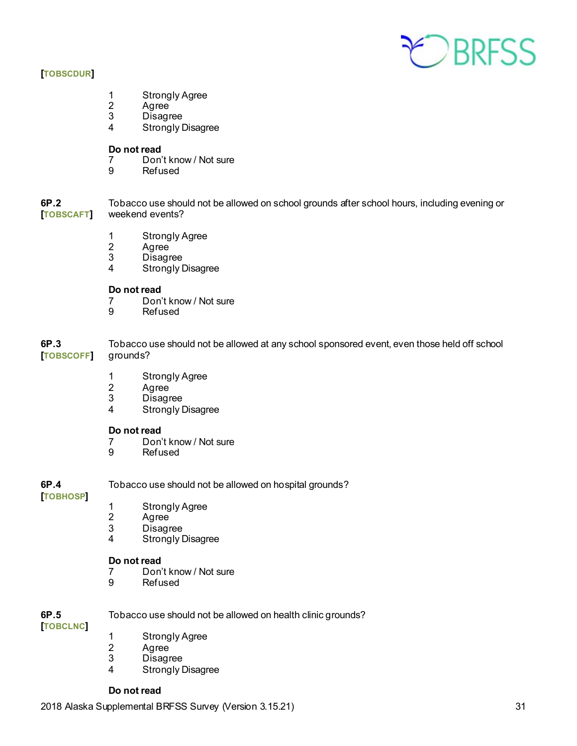[TOBSCDUR]

1 Strongly Agree
2 Agree
3 Disagree
4 Strongly Disagree

**Do not read**
7 Don't know / Not sure
9 Refused

**6P.2**
[TOBSCAFT]
Tobacco use should not be allowed on school grounds after school hours, including evening or weekend events?

1 Strongly Agree
2 Agree
3 Disagree
4 Strongly Disagree

**Do not read**
7 Don't know / Not sure
9 Refused

**6P.3**
[TOBSCOFF]
Tobacco use should not be allowed at any school sponsored event, even those held off school grounds?

1 Strongly Agree
2 Agree
3 Disagree
4 Strongly Disagree

**Do not read**
7 Don't know / Not sure
9 Refused

**6P.4**
[TOBHOSP]
Tobacco use should not be allowed on hospital grounds?

1 Strongly Agree
2 Agree
3 Disagree
4 Strongly Disagree

**Do not read**
7 Don't know / Not sure
9 Refused

**6P.5**
[TOBCLNC]
Tobacco use should not be allowed on health clinic grounds?

1 Strongly Agree
2 Agree
3 Disagree
4 Strongly Disagree

**Do not read**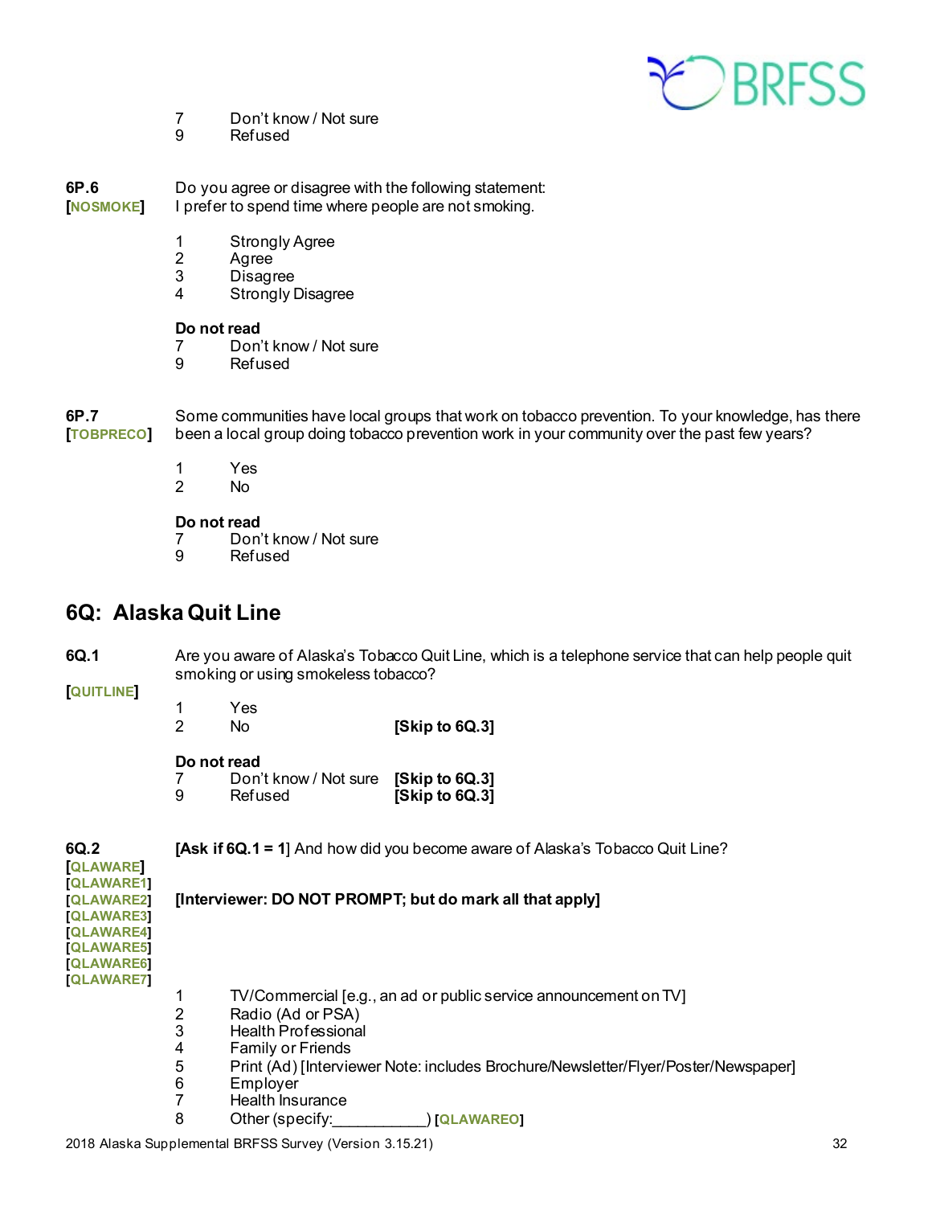7 Don't know / Not sure
9 Refused

**6P.6** **[NOSMOKE]**

Do you agree or disagree with the following statement:
I prefer to spend time where people are not smoking.

1 Strongly Agree
2 Agree
3 Disagree
4 Strongly Disagree

**Do not read**
7 Don't know / Not sure
9 Refused

**6P.7** **[TOBPRECO]**

Some communities have local groups that work on tobacco prevention. To your knowledge, has there been a local group doing tobacco prevention work in your community over the past few years?

1 Yes
2 No

**Do not read**
7 Don't know / Not sure
9 Refused

## 6Q: Alaska Quit Line

**6Q.1** **[QUITLINE]**

Are you aware of Alaska's Tobacco Quit Line, which is a telephone service that can help people quit smoking or using smokeless tobacco?

1 Yes
2 No **[Skip to 6Q.3]**

**Do not read**
7 Don't know / Not sure **[Skip to 6Q.3]**
9 Refused **[Skip to 6Q.3]**

**6Q.2** **[QLAWARE]** **[QLAWARE1]** **[QLAWARE2]** **[QLAWARE3]** **[QLAWARE4]** **[QLAWARE5]** **[QLAWARE6]** **[QLAWARE7]**

**[Ask if 6Q.1 = 1]** And how did you become aware of Alaska's Tobacco Quit Line?

**[Interviewer: DO NOT PROMPT; but do mark all that apply]**

1 TV/Commercial [e.g., an ad or public service announcement on TV]
2 Radio (Ad or PSA)
3 Health Professional
4 Family or Friends
5 Print (Ad) [Interviewer Note: includes Brochure/Newsletter/Flyer/Poster/Newspaper]
6 Employer
7 Health Insurance
8 Other (specify:___________) **[QLAWAREO]**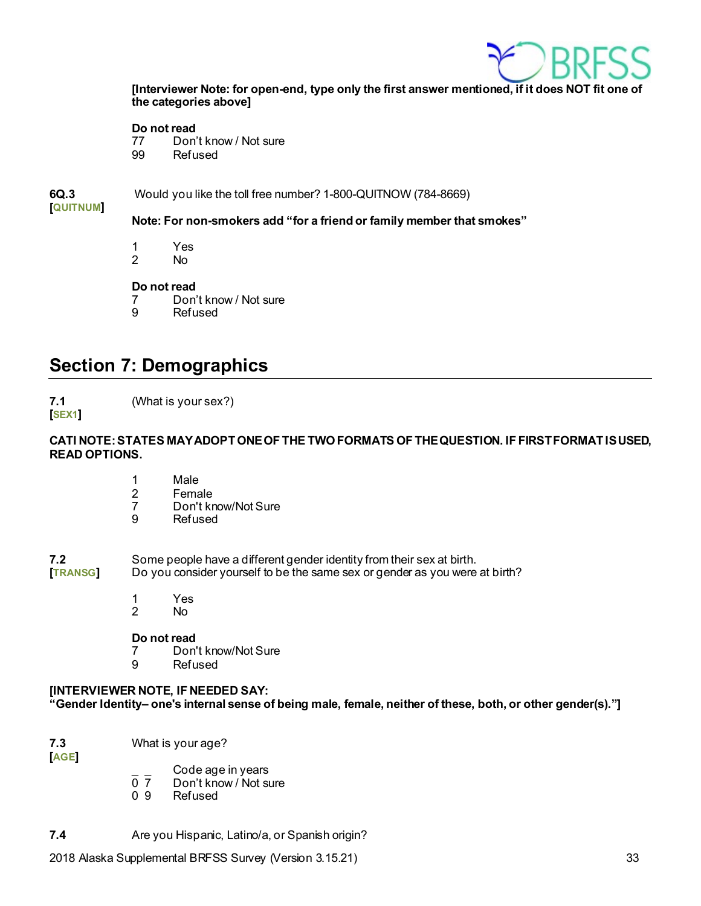**[Interviewer Note: for open-end, type only the first answer mentioned, if it does NOT fit one of the categories above]**

**Do not read**
77 Don't know / Not sure
99 Refused

**6Q.3** Would you like the toll free number? 1-800-QUITNOW (784-8669)
**[QUITNUM]**

**Note: For non-smokers add "for a friend or family member that smokes"**

1 Yes
2 No

**Do not read**
7 Don't know / Not sure
9 Refused

## Section 7: Demographics

**7.1** (What is your sex?)
**[SEX1]**

**CATI NOTE: STATES MAY ADOPT ONE OF THE TWO FORMATS OF THE QUESTION. IF FIRST FORMAT IS USED, READ OPTIONS.**

1 Male
2 Female
7 Don't know/Not Sure
9 Refused

**7.2** Some people have a different gender identity from their sex at birth.
**[TRANSG]** Do you consider yourself to be the same sex or gender as you were at birth?

1 Yes
2 No

**Do not read**
7 Don't know/Not Sure
9 Refused

**[INTERVIEWER NOTE, IF NEEDED SAY:**
**"Gender Identity– one's internal sense of being male, female, neither of these, both, or other gender(s)."]**

**7.3** What is your age?
**[AGE]**

_ _ Code age in years
0 7 Don't know / Not sure
0 9 Refused

**7.4** Are you Hispanic, Latino/a, or Spanish origin?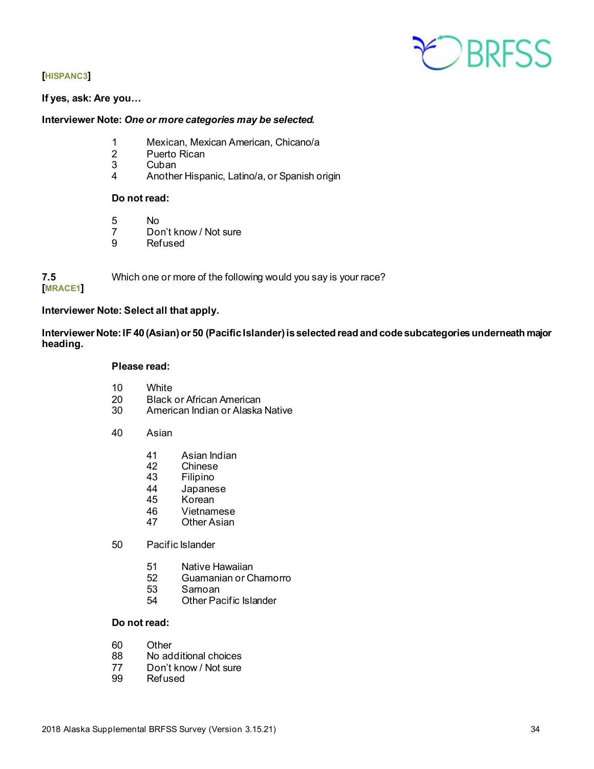[HISPANC3]

**If yes, ask: Are you…**

**Interviewer Note:** ***One or more categories may be selected.***

1 Mexican, Mexican American, Chicano/a
2 Puerto Rican
3 Cuban
4 Another Hispanic, Latino/a, or Spanish origin

**Do not read:**

5 No
7 Don't know / Not sure
9 Refused

**7.5** Which one or more of the following would you say is your race?
**[MRACE1]**

**Interviewer Note: Select all that apply.**

**Interviewer Note: IF 40 (Asian) or 50 (Pacific Islander) is selected read and code subcategories underneath major heading.**

**Please read:**

10 White
20 Black or African American
30 American Indian or Alaska Native

40 Asian

- 41 Asian Indian
- 42 Chinese
- 43 Filipino
- 44 Japanese
- 45 Korean
- 46 Vietnamese
- 47 Other Asian

50 Pacific Islander

- 51 Native Hawaiian
- 52 Guamanian or Chamorro
- 53 Samoan
- 54 Other Pacific Islander

**Do not read:**

60 Other
88 No additional choices
77 Don't know / Not sure
99 Refused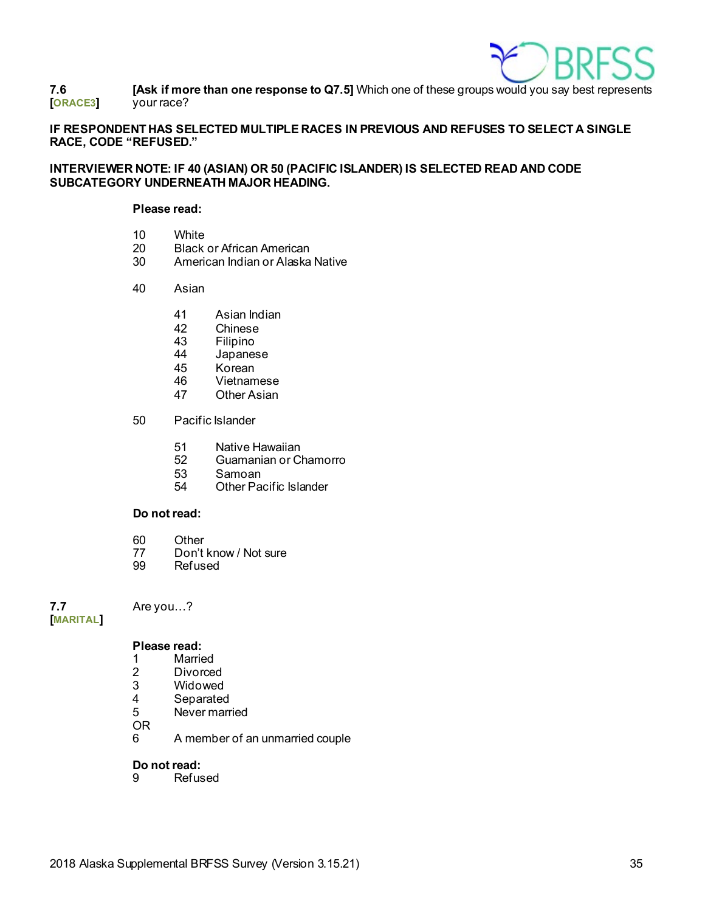**7.6** **[ORACE3]** **[Ask if more than one response to Q7.5]** Which one of these groups would you say best represents your race?

**IF RESPONDENT HAS SELECTED MULTIPLE RACES IN PREVIOUS AND REFUSES TO SELECT A SINGLE RACE, CODE "REFUSED."**

**INTERVIEWER NOTE: IF 40 (ASIAN) OR 50 (PACIFIC ISLANDER) IS SELECTED READ AND CODE SUBCATEGORY UNDERNEATH MAJOR HEADING.**

**Please read:**

10 White
20 Black or African American
30 American Indian or Alaska Native

40 Asian

- 41 Asian Indian
- 42 Chinese
- 43 Filipino
- 44 Japanese
- 45 Korean
- 46 Vietnamese
- 47 Other Asian

50 Pacific Islander

- 51 Native Hawaiian
- 52 Guamanian or Chamorro
- 53 Samoan
- 54 Other Pacific Islander

**Do not read:**

60 Other
77 Don't know / Not sure
99 Refused

**7.7** **[MARITAL]** Are you…?

**Please read:**
1 Married
2 Divorced
3 Widowed
4 Separated
5 Never married
OR
6 A member of an unmarried couple

**Do not read:**
9 Refused

2018 Alaska Supplemental BRFSS Survey (Version 3.15.21)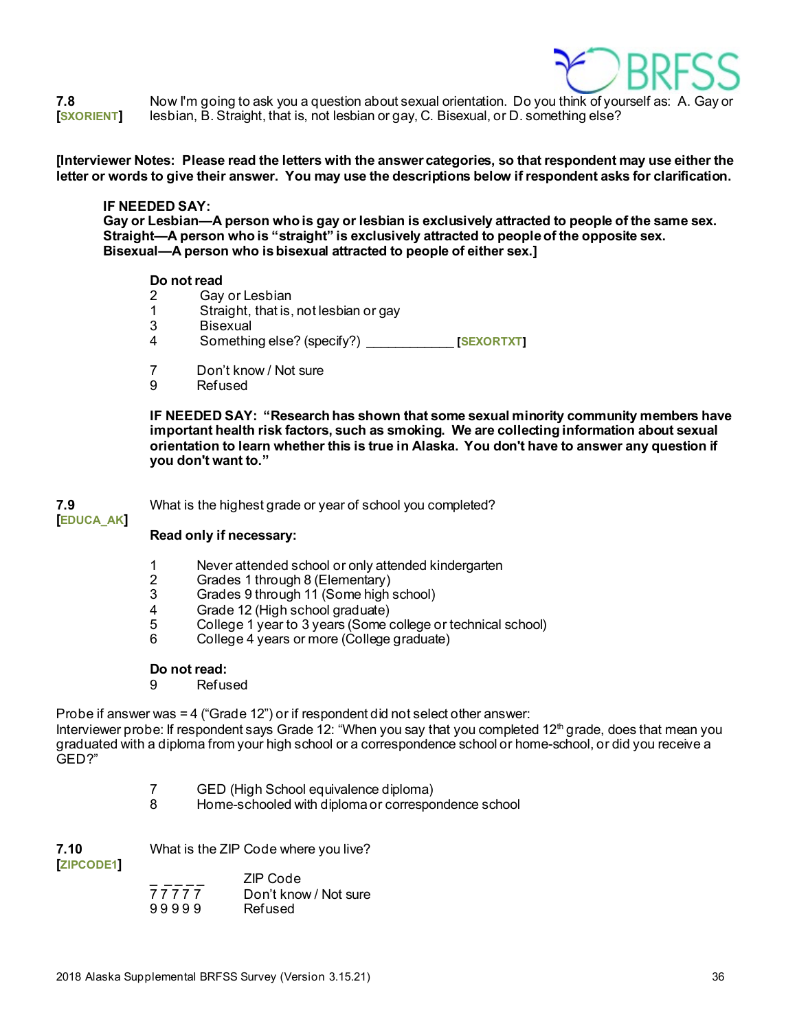**7.8**
**[SXORIENT]**

Now I'm going to ask you a question about sexual orientation. Do you think of yourself as: A. Gay or lesbian, B. Straight, that is, not lesbian or gay, C. Bisexual, or D. something else?

**[Interviewer Notes: Please read the letters with the answer categories, so that respondent may use either the letter or words to give their answer. You may use the descriptions below if respondent asks for clarification.**

**IF NEEDED SAY:**
**Gay or Lesbian—A person who is gay or lesbian is exclusively attracted to people of the same sex.**
**Straight—A person who is "straight" is exclusively attracted to people of the opposite sex.**
**Bisexual—A person who is bisexual attracted to people of either sex.]**

**Do not read**

2 Gay or Lesbian
1 Straight, that is, not lesbian or gay
3 Bisexual
4 Something else? (specify?) ____________ **[SEXORTXT]**

7 Don't know / Not sure
9 Refused

**IF NEEDED SAY: "Research has shown that some sexual minority community members have important health risk factors, such as smoking. We are collecting information about sexual orientation to learn whether this is true in Alaska. You don't have to answer any question if you don't want to."**

**7.9**
**[EDUCA_AK]**

What is the highest grade or year of school you completed?

**Read only if necessary:**

1 Never attended school or only attended kindergarten
2 Grades 1 through 8 (Elementary)
3 Grades 9 through 11 (Some high school)
4 Grade 12 (High school graduate)
5 College 1 year to 3 years (Some college or technical school)
6 College 4 years or more (College graduate)

**Do not read:**

9 Refused

Probe if answer was = 4 ("Grade 12") or if respondent did not select other answer:
Interviewer probe: If respondent says Grade 12: "When you say that you completed 12th grade, does that mean you graduated with a diploma from your high school or a correspondence school or home-school, or did you receive a GED?"

7 GED (High School equivalence diploma)
8 Home-schooled with diploma or correspondence school

**7.10**
**[ZIPCODE1]**

What is the ZIP Code where you live?

_ _ _ _ _ ZIP Code
7 7 7 7 7 Don't know / Not sure
9 9 9 9 9 Refused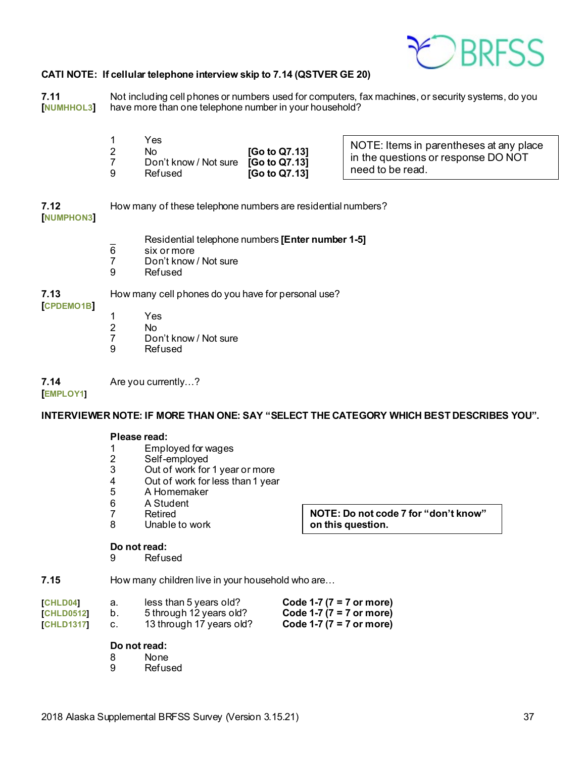**CATI NOTE: If cellular telephone interview skip to 7.14 (QSTVER GE 20)**

**7.11** [NUMHHOL3]

Not including cell phones or numbers used for computers, fax machines, or security systems, do you have more than one telephone number in your household?

| | | |
|---|---|---|
| 1 | Yes | |
| 2 | No | **[Go to Q7.13]** |
| 7 | Don't know / Not sure | **[Go to Q7.13]** |
| 9 | Refused | **[Go to Q7.13]** |

> NOTE: Items in parentheses at any place in the questions or response DO NOT need to be read.

**7.12** [NUMPHON3]

How many of these telephone numbers are residential numbers?

| | |
|---|---|
| _ | Residential telephone numbers **[Enter number 1-5]** |
| 6 | six or more |
| 7 | Don't know / Not sure |
| 9 | Refused |

**7.13** [CPDEMO1B]

How many cell phones do you have for personal use?

| | |
|---|---|
| 1 | Yes |
| 2 | No |
| 7 | Don't know / Not sure |
| 9 | Refused |

**7.14** [EMPLOY1]

Are you currently…?

**INTERVIEWER NOTE: IF MORE THAN ONE: SAY "SELECT THE CATEGORY WHICH BEST DESCRIBES YOU".**

**Please read:**

| | |
|---|---|
| 1 | Employed for wages |
| 2 | Self-employed |
| 3 | Out of work for 1 year or more |
| 4 | Out of work for less than 1 year |
| 5 | A Homemaker |
| 6 | A Student |
| 7 | Retired |
| 8 | Unable to work |

> **NOTE: Do not code 7 for "don't know" on this question.**

**Do not read:**

| | |
|---|---|
| 9 | Refused |

**7.15**

How many children live in your household who are…

| | | | |
|---|---|---|---|
| [CHLD04] | a. | less than 5 years old? | **Code 1-7 (7 = 7 or more)** |
| [CHLD0512] | b. | 5 through 12 years old? | **Code 1-7 (7 = 7 or more)** |
| [CHLD1317] | c. | 13 through 17 years old? | **Code 1-7 (7 = 7 or more)** |

**Do not read:**

| | |
|---|---|
| 8 | None |
| 9 | Refused |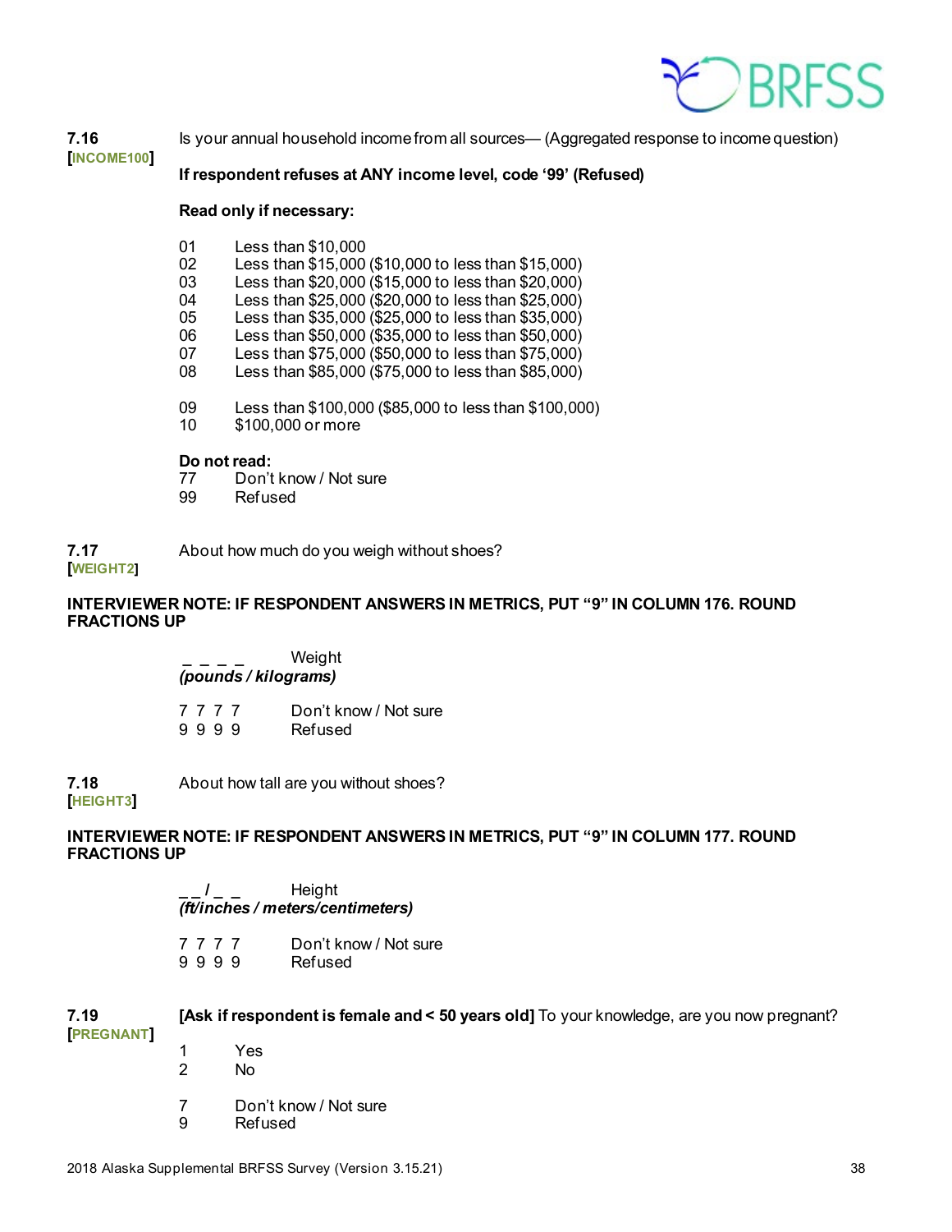**7.16** Is your annual household income from all sources— (Aggregated response to income question)
**[INCOME100]**

**If respondent refuses at ANY income level, code '99' (Refused)**

**Read only if necessary:**

01 Less than $10,000
02 Less than $15,000 ($10,000 to less than $15,000)
03 Less than $20,000 ($15,000 to less than $20,000)
04 Less than $25,000 ($20,000 to less than $25,000)
05 Less than $35,000 ($25,000 to less than $35,000)
06 Less than $50,000 ($35,000 to less than $50,000)
07 Less than $75,000 ($50,000 to less than $75,000)
08 Less than $85,000 ($75,000 to less than $85,000)

09 Less than $100,000 ($85,000 to less than $100,000)
10 $100,000 or more

**Do not read:**
77 Don't know / Not sure
99 Refused

**7.17** About how much do you weigh without shoes?
**[WEIGHT2]**

**INTERVIEWER NOTE: IF RESPONDENT ANSWERS IN METRICS, PUT "9" IN COLUMN 176. ROUND FRACTIONS UP**

_ _ _ _ Weight
*(pounds / kilograms)*

7 7 7 7 Don't know / Not sure
9 9 9 9 Refused

**7.18** About how tall are you without shoes?
**[HEIGHT3]**

**INTERVIEWER NOTE: IF RESPONDENT ANSWERS IN METRICS, PUT "9" IN COLUMN 177. ROUND FRACTIONS UP**

_ _ / _ _ Height
*(ft/inches / meters/centimeters)*

7 7 7 7 Don't know / Not sure
9 9 9 9 Refused

**7.19** **[Ask if respondent is female and < 50 years old]** To your knowledge, are you now pregnant?
**[PREGNANT]**

1 Yes
2 No

7 Don't know / Not sure
9 Refused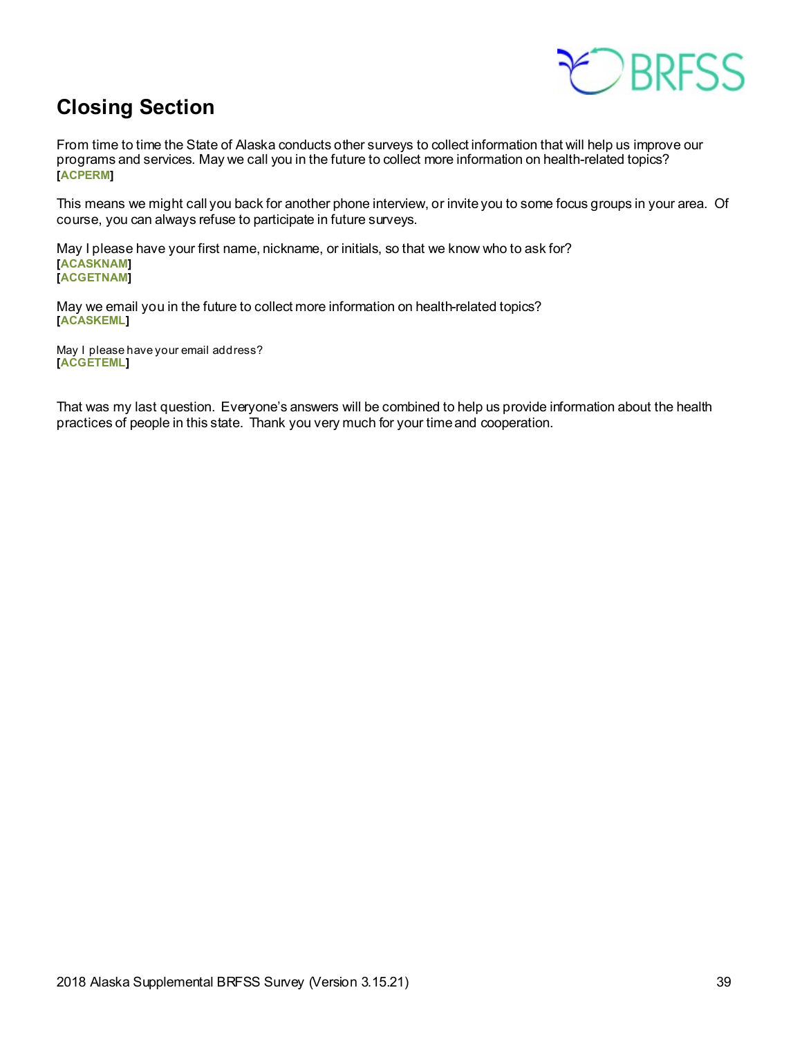## Closing Section

From time to time the State of Alaska conducts other surveys to collect information that will help us improve our programs and services. May we call you in the future to collect more information on health-related topics?
**[ACPERM]**

This means we might call you back for another phone interview, or invite you to some focus groups in your area. Of course, you can always refuse to participate in future surveys.

May I please have your first name, nickname, or initials, so that we know who to ask for?
**[ACASKNAM]**
**[ACGETNAM]**

May we email you in the future to collect more information on health-related topics?
**[ACASKEML]**

May I please have your email address?
**[ACGETEML]**

That was my last question. Everyone's answers will be combined to help us provide information about the health practices of people in this state. Thank you very much for your time and cooperation.